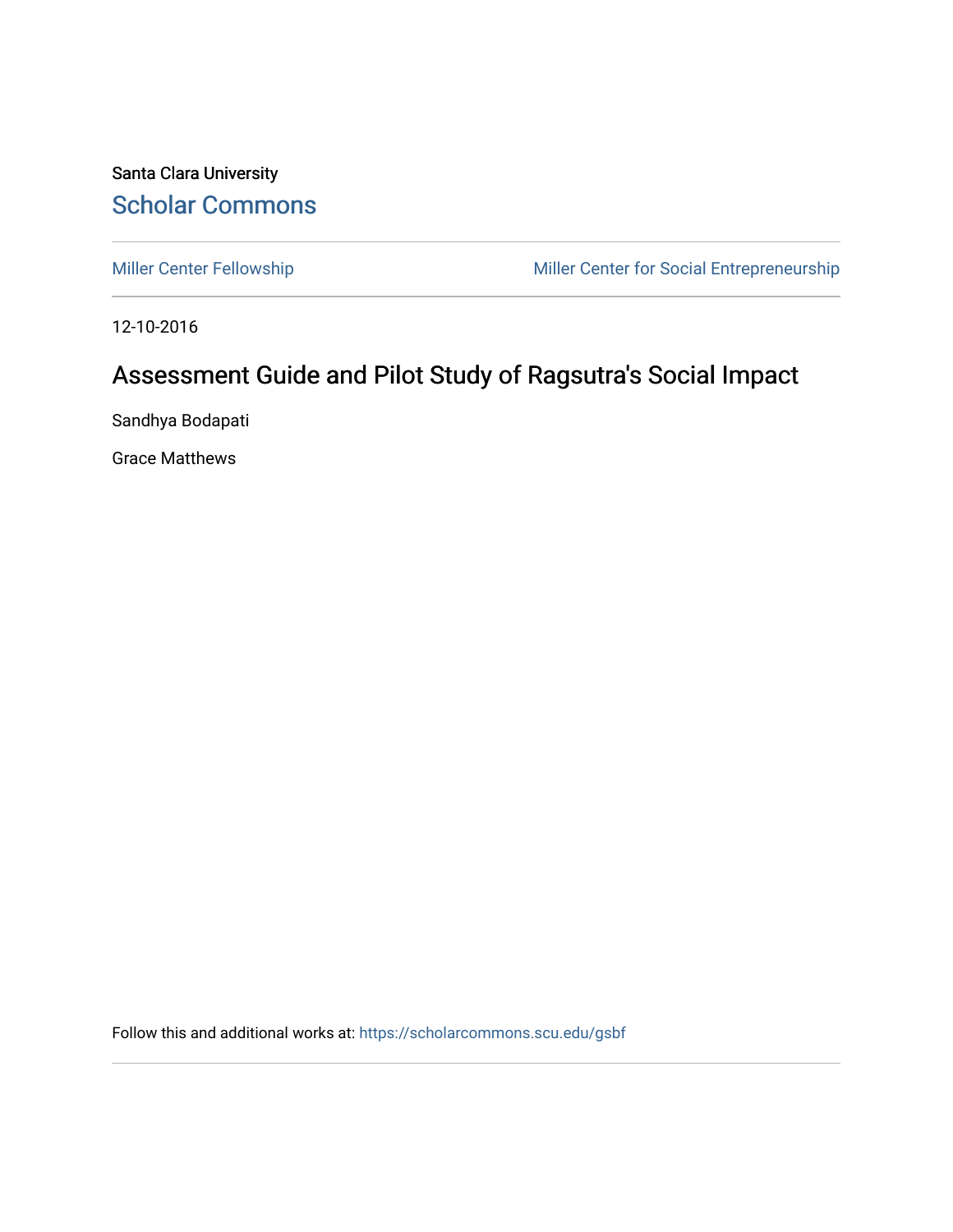Santa Clara University

# Scholar Commons

Miller Center Fellowship | Miller Center for Social Entrepreneurship

12-10-2016

## Assessment Guide and Pilot Study of Ragsutra's Social Impact

Sandhya Bodapati

Grace Matthews

Follow this and additional works at: https://scholarcommons.scu.edu/gsbf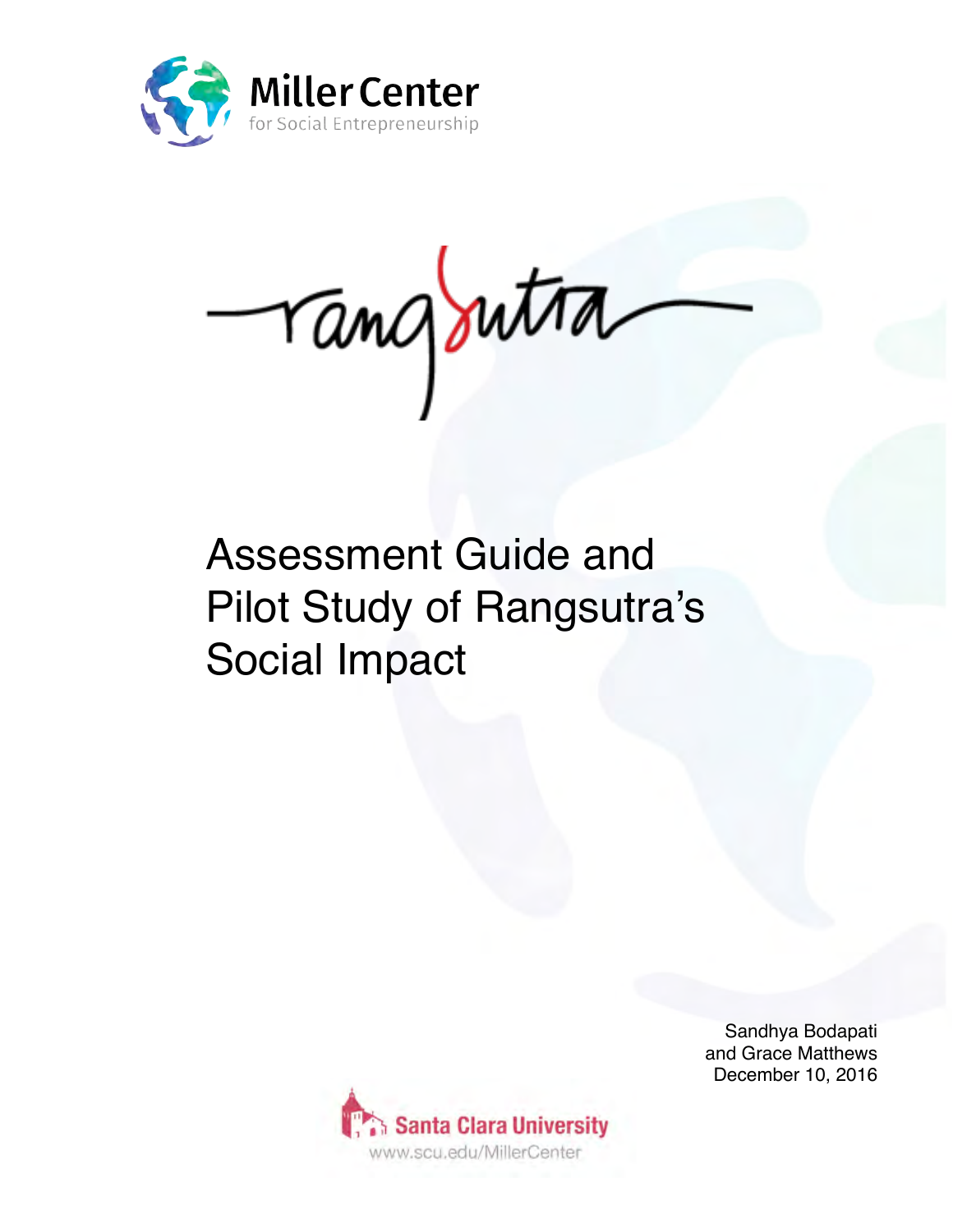Miller Center for Social Entrepreneurship

rangsutra

# Assessment Guide and Pilot Study of Rangsutra's Social Impact

Sandhya Bodapati
and Grace Matthews
December 10, 2016

Santa Clara University
www.scu.edu/MillerCenter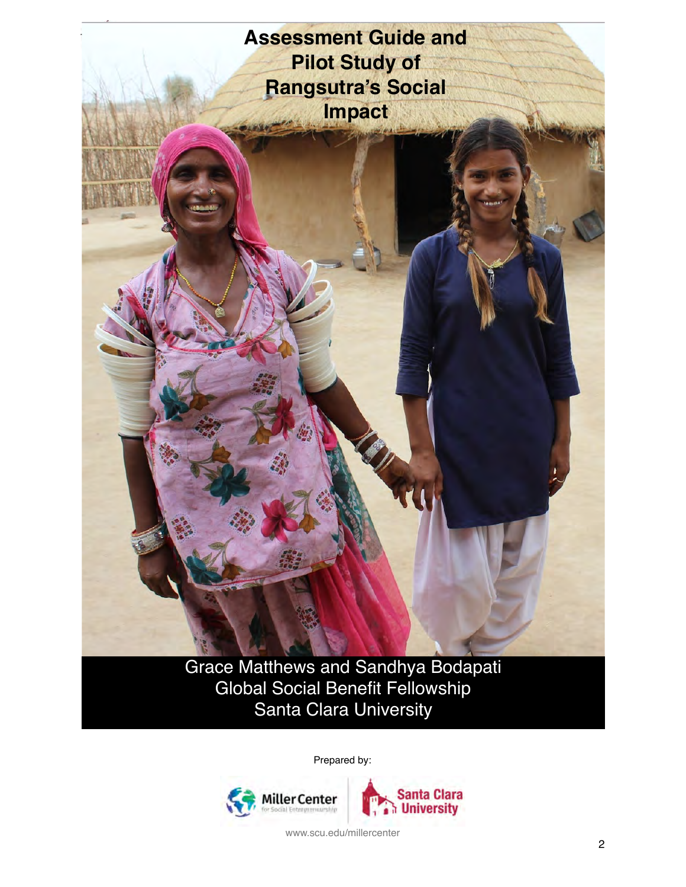# Assessment Guide and Pilot Study of Rangsutra's Social Impact

Grace Matthews and Sandhya Bodapati
Global Social Benefit Fellowship
Santa Clara University

Prepared by:

Miller Center for Social Entrepreneurship | Santa Clara University

www.scu.edu/millercenter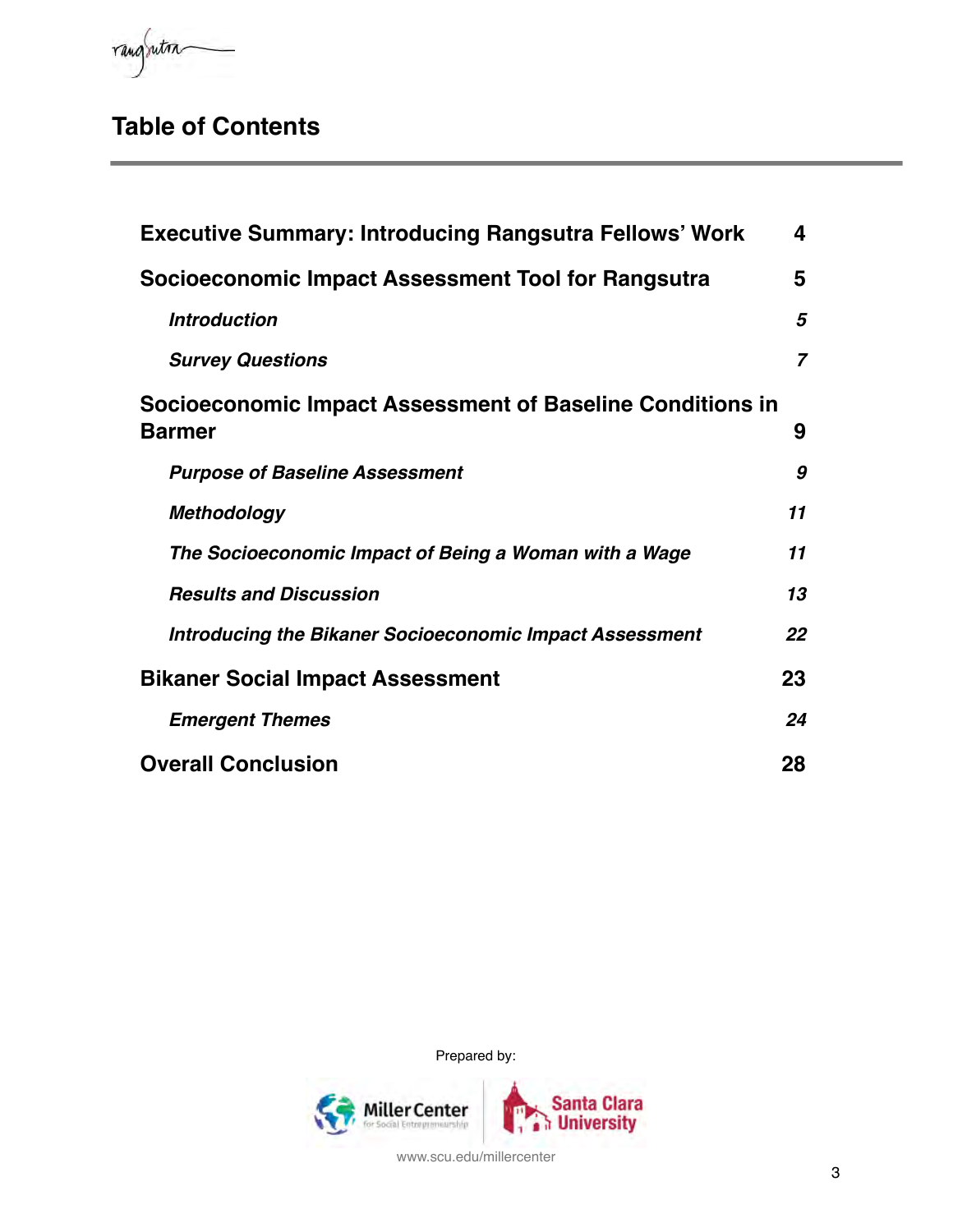# Table of Contents

| | |
|---|---|
| **Executive Summary: Introducing Rangsutra Fellows' Work** | **4** |
| **Socioeconomic Impact Assessment Tool for Rangsutra** | **5** |
| ***Introduction*** | ***5*** |
| ***Survey Questions*** | ***7*** |
| **Socioeconomic Impact Assessment of Baseline Conditions in Barmer** | **9** |
| ***Purpose of Baseline Assessment*** | ***9*** |
| ***Methodology*** | ***11*** |
| ***The Socioeconomic Impact of Being a Woman with a Wage*** | ***11*** |
| ***Results and Discussion*** | ***13*** |
| ***Introducing the Bikaner Socioeconomic Impact Assessment*** | ***22*** |
| **Bikaner Social Impact Assessment** | **23** |
| ***Emergent Themes*** | ***24*** |
| **Overall Conclusion** | **28** |

Prepared by:

Miller Center for Social Entrepreneurship | Santa Clara University

www.scu.edu/millercenter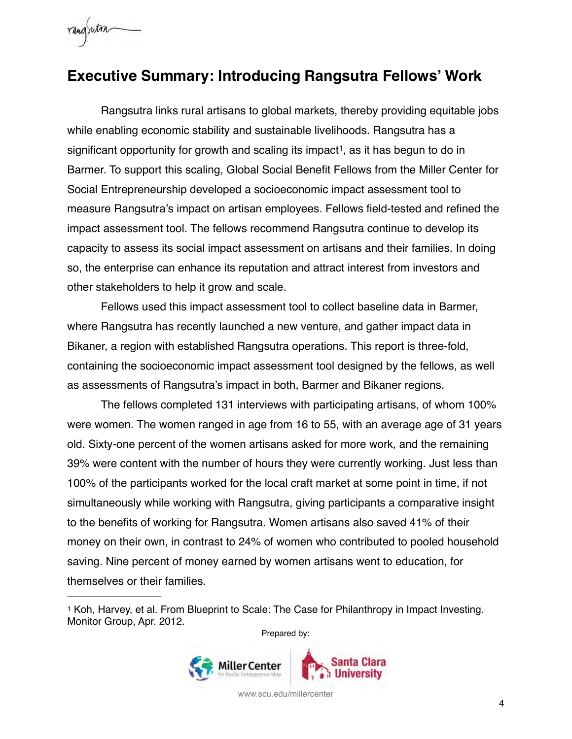# Executive Summary: Introducing Rangsutra Fellows' Work

Rangsutra links rural artisans to global markets, thereby providing equitable jobs while enabling economic stability and sustainable livelihoods. Rangsutra has a significant opportunity for growth and scaling its impact[1], as it has begun to do in Barmer. To support this scaling, Global Social Benefit Fellows from the Miller Center for Social Entrepreneurship developed a socioeconomic impact assessment tool to measure Rangsutra's impact on artisan employees. Fellows field-tested and refined the impact assessment tool. The fellows recommend Rangsutra continue to develop its capacity to assess its social impact assessment on artisans and their families. In doing so, the enterprise can enhance its reputation and attract interest from investors and other stakeholders to help it grow and scale.

Fellows used this impact assessment tool to collect baseline data in Barmer, where Rangsutra has recently launched a new venture, and gather impact data in Bikaner, a region with established Rangsutra operations. This report is three-fold, containing the socioeconomic impact assessment tool designed by the fellows, as well as assessments of Rangsutra's impact in both, Barmer and Bikaner regions.

The fellows completed 131 interviews with participating artisans, of whom 100% were women. The women ranged in age from 16 to 55, with an average age of 31 years old. Sixty-one percent of the women artisans asked for more work, and the remaining 39% were content with the number of hours they were currently working. Just less than 100% of the participants worked for the local craft market at some point in time, if not simultaneously while working with Rangsutra, giving participants a comparative insight to the benefits of working for Rangsutra. Women artisans also saved 41% of their money on their own, in contrast to 24% of women who contributed to pooled household saving. Nine percent of money earned by women artisans went to education, for themselves or their families.

---

[1] Koh, Harvey, et al. From Blueprint to Scale: The Case for Philanthropy in Impact Investing. Monitor Group, Apr. 2012.

Prepared by:

Miller Center for Social Entrepreneurship | Santa Clara University

www.scu.edu/millercenter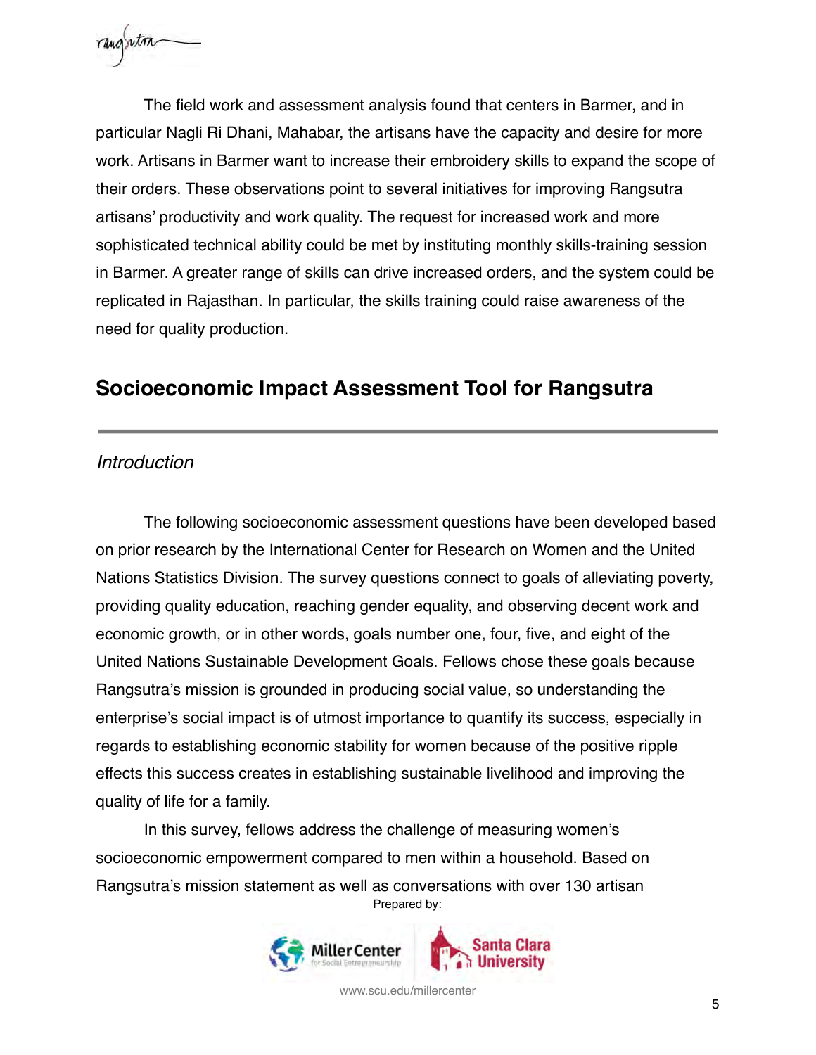The field work and assessment analysis found that centers in Barmer, and in particular Nagli Ri Dhani, Mahabar, the artisans have the capacity and desire for more work. Artisans in Barmer want to increase their embroidery skills to expand the scope of their orders. These observations point to several initiatives for improving Rangsutra artisans' productivity and work quality. The request for increased work and more sophisticated technical ability could be met by instituting monthly skills-training session in Barmer. A greater range of skills can drive increased orders, and the system could be replicated in Rajasthan. In particular, the skills training could raise awareness of the need for quality production.

## Socioeconomic Impact Assessment Tool for Rangsutra

*Introduction*

The following socioeconomic assessment questions have been developed based on prior research by the International Center for Research on Women and the United Nations Statistics Division. The survey questions connect to goals of alleviating poverty, providing quality education, reaching gender equality, and observing decent work and economic growth, or in other words, goals number one, four, five, and eight of the United Nations Sustainable Development Goals. Fellows chose these goals because Rangsutra's mission is grounded in producing social value, so understanding the enterprise's social impact is of utmost importance to quantify its success, especially in regards to establishing economic stability for women because of the positive ripple effects this success creates in establishing sustainable livelihood and improving the quality of life for a family.

In this survey, fellows address the challenge of measuring women's socioeconomic empowerment compared to men within a household. Based on Rangsutra's mission statement as well as conversations with over 130 artisan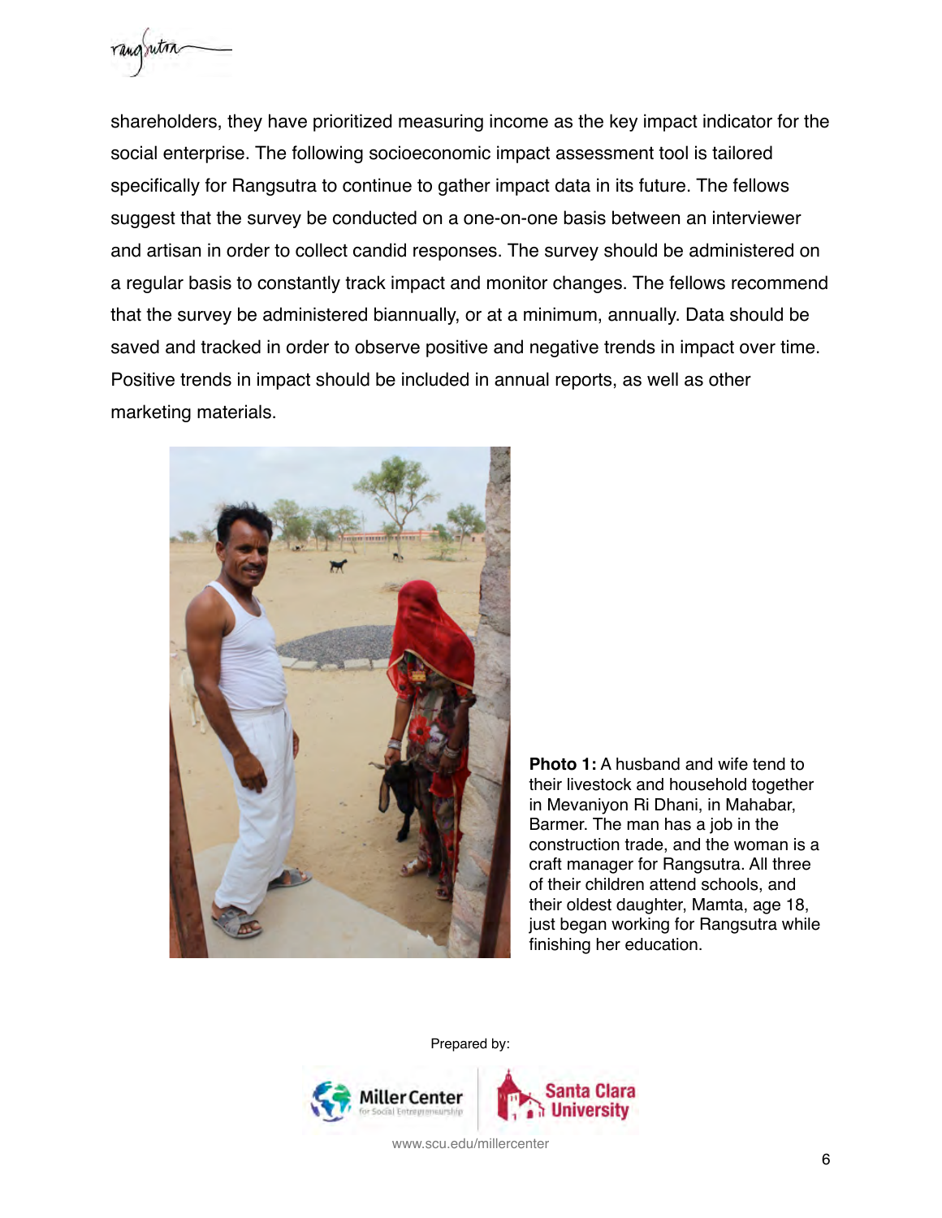shareholders, they have prioritized measuring income as the key impact indicator for the social enterprise. The following socioeconomic impact assessment tool is tailored specifically for Rangsutra to continue to gather impact data in its future. The fellows suggest that the survey be conducted on a one-on-one basis between an interviewer and artisan in order to collect candid responses. The survey should be administered on a regular basis to constantly track impact and monitor changes. The fellows recommend that the survey be administered biannually, or at a minimum, annually. Data should be saved and tracked in order to observe positive and negative trends in impact over time. Positive trends in impact should be included in annual reports, as well as other marketing materials.

**Photo 1:** A husband and wife tend to their livestock and household together in Mevaniyon Ri Dhani, in Mahabar, Barmer. The man has a job in the construction trade, and the woman is a craft manager for Rangsutra. All three of their children attend schools, and their oldest daughter, Mamta, age 18, just began working for Rangsutra while finishing her education.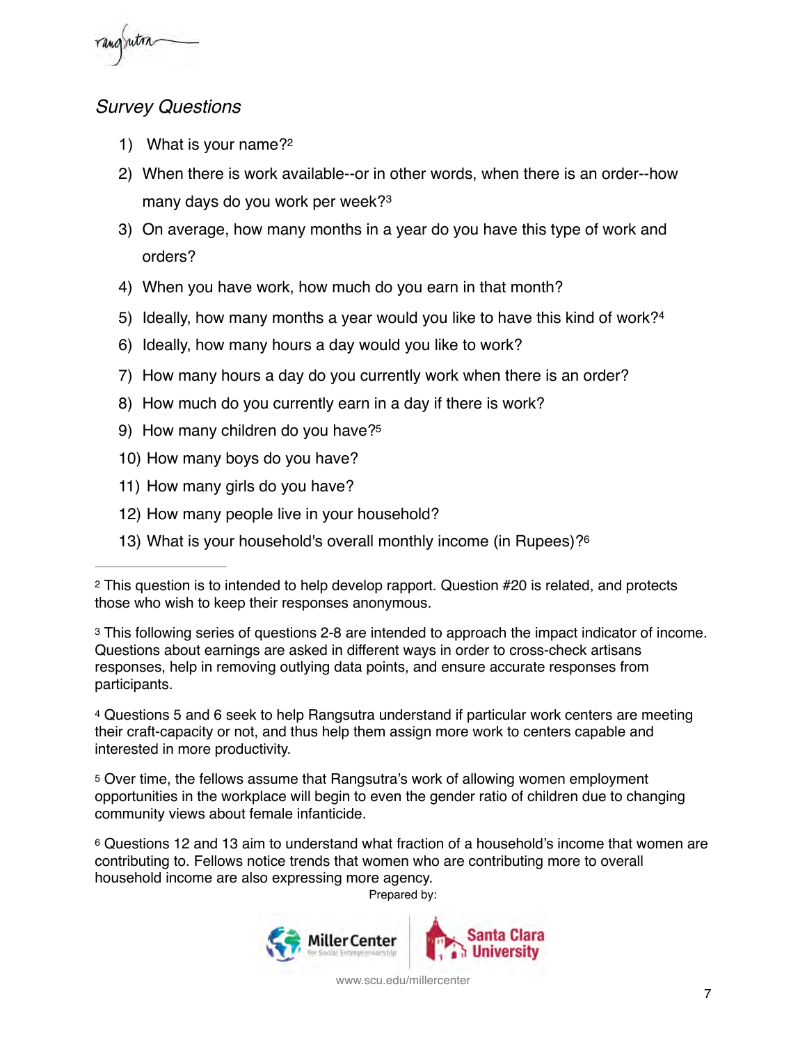*Survey Questions*

1) What is your name?[2]
2) When there is work available--or in other words, when there is an order--how many days do you work per week?[3]
3) On average, how many months in a year do you have this type of work and orders?
4) When you have work, how much do you earn in that month?
5) Ideally, how many months a year would you like to have this kind of work?[4]
6) Ideally, how many hours a day would you like to work?
7) How many hours a day do you currently work when there is an order?
8) How much do you currently earn in a day if there is work?
9) How many children do you have?[5]
10) How many boys do you have?
11) How many girls do you have?
12) How many people live in your household?
13) What is your household's overall monthly income (in Rupees)?[6]

---

[2] This question is to intended to help develop rapport. Question #20 is related, and protects those who wish to keep their responses anonymous.

[3] This following series of questions 2-8 are intended to approach the impact indicator of income. Questions about earnings are asked in different ways in order to cross-check artisans responses, help in removing outlying data points, and ensure accurate responses from participants.

[4] Questions 5 and 6 seek to help Rangsutra understand if particular work centers are meeting their craft-capacity or not, and thus help them assign more work to centers capable and interested in more productivity.

[5] Over time, the fellows assume that Rangsutra's work of allowing women employment opportunities in the workplace will begin to even the gender ratio of children due to changing community views about female infanticide.

[6] Questions 12 and 13 aim to understand what fraction of a household's income that women are contributing to. Fellows notice trends that women who are contributing more to overall household income are also expressing more agency.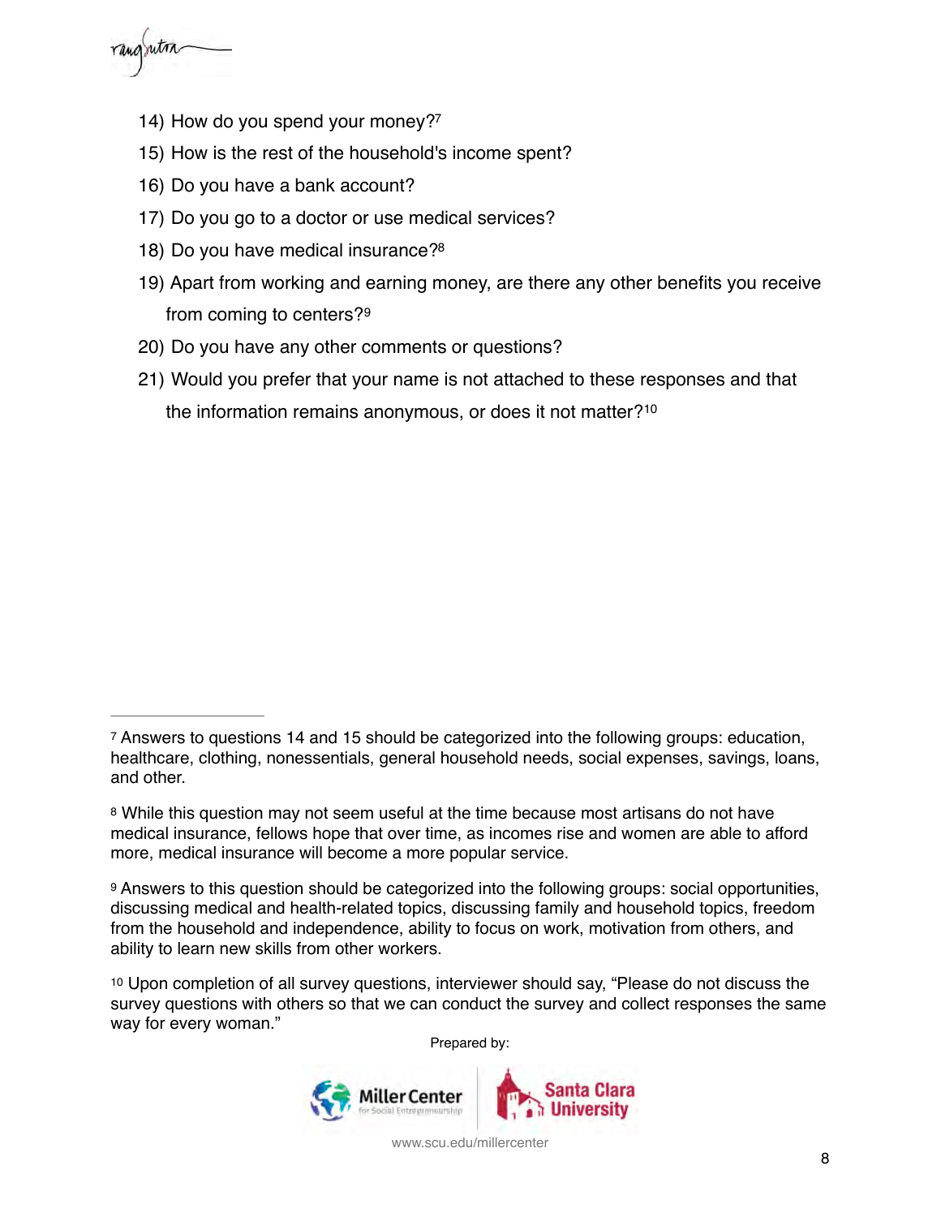14) How do you spend your money?[7]

15) How is the rest of the household's income spent?

16) Do you have a bank account?

17) Do you go to a doctor or use medical services?

18) Do you have medical insurance?[8]

19) Apart from working and earning money, are there any other benefits you receive from coming to centers?[9]

20) Do you have any other comments or questions?

21) Would you prefer that your name is not attached to these responses and that the information remains anonymous, or does it not matter?[10]

---

[7] Answers to questions 14 and 15 should be categorized into the following groups: education, healthcare, clothing, nonessentials, general household needs, social expenses, savings, loans, and other.

[8] While this question may not seem useful at the time because most artisans do not have medical insurance, fellows hope that over time, as incomes rise and women are able to afford more, medical insurance will become a more popular service.

[9] Answers to this question should be categorized into the following groups: social opportunities, discussing medical and health-related topics, discussing family and household topics, freedom from the household and independence, ability to focus on work, motivation from others, and ability to learn new skills from other workers.

[10] Upon completion of all survey questions, interviewer should say, "Please do not discuss the survey questions with others so that we can conduct the survey and collect responses the same way for every woman."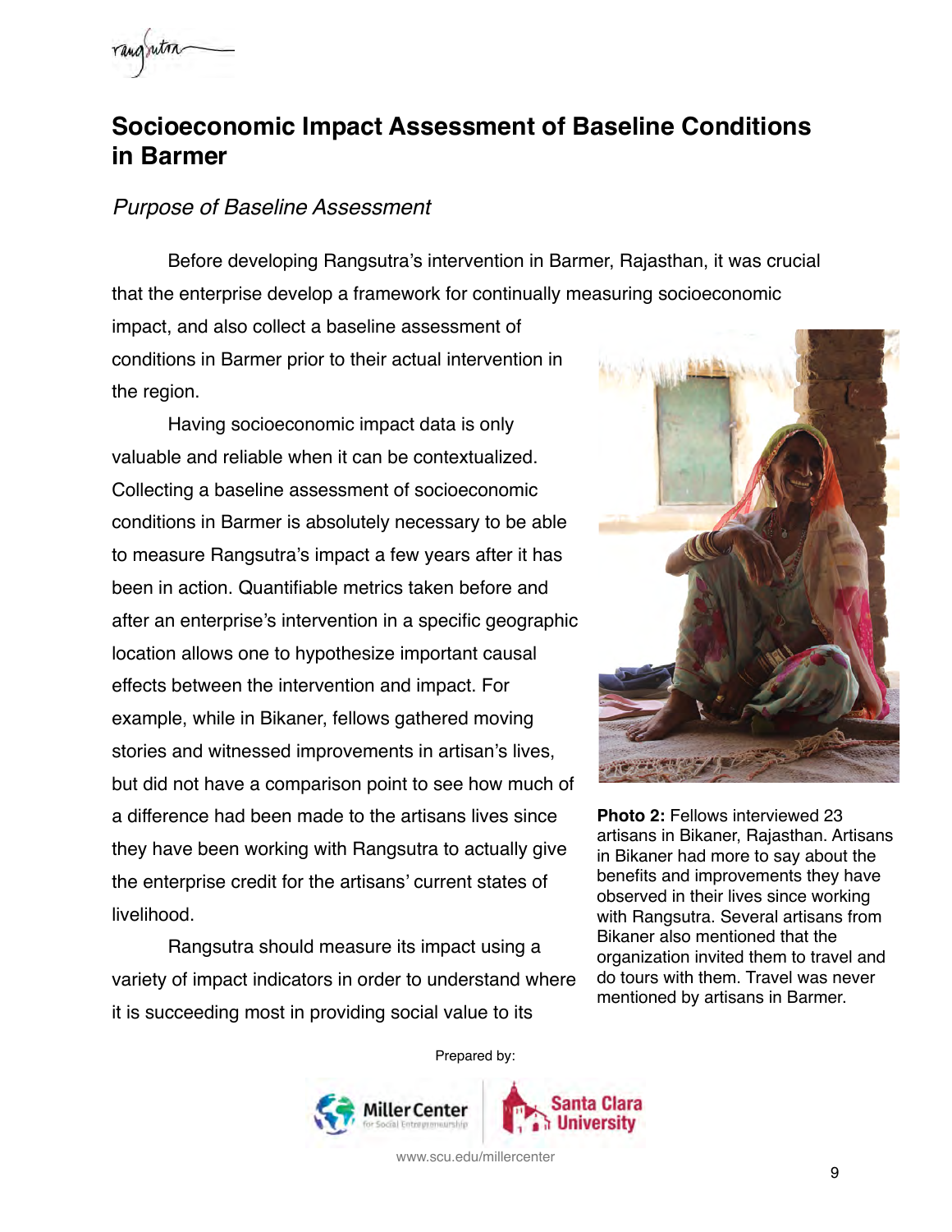## Socioeconomic Impact Assessment of Baseline Conditions in Barmer

### *Purpose of Baseline Assessment*

Before developing Rangsutra's intervention in Barmer, Rajasthan, it was crucial that the enterprise develop a framework for continually measuring socioeconomic impact, and also collect a baseline assessment of conditions in Barmer prior to their actual intervention in the region.

Having socioeconomic impact data is only valuable and reliable when it can be contextualized. Collecting a baseline assessment of socioeconomic conditions in Barmer is absolutely necessary to be able to measure Rangsutra's impact a few years after it has been in action. Quantifiable metrics taken before and after an enterprise's intervention in a specific geographic location allows one to hypothesize important causal effects between the intervention and impact. For example, while in Bikaner, fellows gathered moving stories and witnessed improvements in artisan's lives, but did not have a comparison point to see how much of a difference had been made to the artisans lives since they have been working with Rangsutra to actually give the enterprise credit for the artisans' current states of livelihood.

**Photo 2:** Fellows interviewed 23 artisans in Bikaner, Rajasthan. Artisans in Bikaner had more to say about the benefits and improvements they have observed in their lives since working with Rangsutra. Several artisans from Bikaner also mentioned that the organization invited them to travel and do tours with them. Travel was never mentioned by artisans in Barmer.

Rangsutra should measure its impact using a variety of impact indicators in order to understand where it is succeeding most in providing social value to its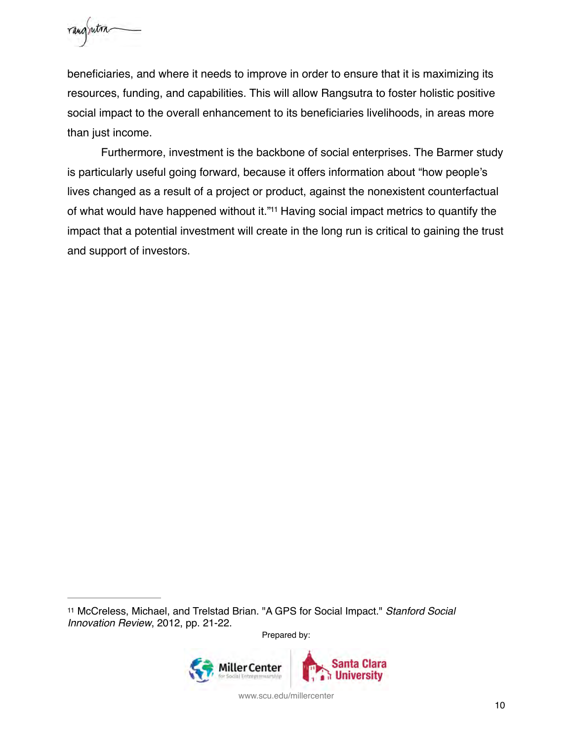beneficiaries, and where it needs to improve in order to ensure that it is maximizing its resources, funding, and capabilities. This will allow Rangsutra to foster holistic positive social impact to the overall enhancement to its beneficiaries livelihoods, in areas more than just income.

Furthermore, investment is the backbone of social enterprises. The Barmer study is particularly useful going forward, because it offers information about "how people's lives changed as a result of a project or product, against the nonexistent counterfactual of what would have happened without it."[11] Having social impact metrics to quantify the impact that a potential investment will create in the long run is critical to gaining the trust and support of investors.

---

[11] McCreless, Michael, and Trelstad Brian. "A GPS for Social Impact." *Stanford Social Innovation Review*, 2012, pp. 21-22.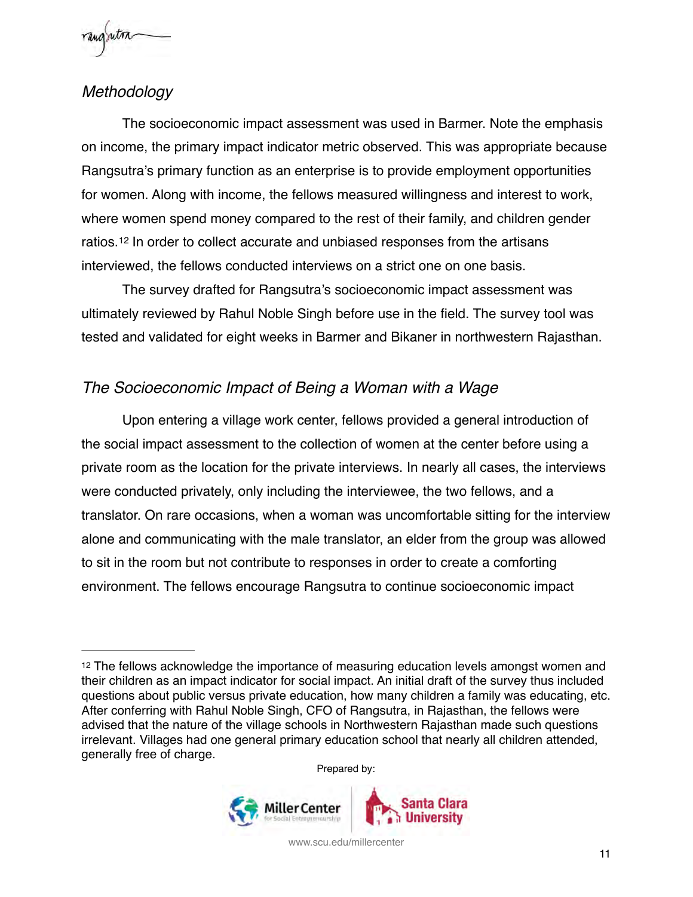### *Methodology*

The socioeconomic impact assessment was used in Barmer. Note the emphasis on income, the primary impact indicator metric observed. This was appropriate because Rangsutra's primary function as an enterprise is to provide employment opportunities for women. Along with income, the fellows measured willingness and interest to work, where women spend money compared to the rest of their family, and children gender ratios.[12] In order to collect accurate and unbiased responses from the artisans interviewed, the fellows conducted interviews on a strict one on one basis.

The survey drafted for Rangsutra's socioeconomic impact assessment was ultimately reviewed by Rahul Noble Singh before use in the field. The survey tool was tested and validated for eight weeks in Barmer and Bikaner in northwestern Rajasthan.

### *The Socioeconomic Impact of Being a Woman with a Wage*

Upon entering a village work center, fellows provided a general introduction of the social impact assessment to the collection of women at the center before using a private room as the location for the private interviews. In nearly all cases, the interviews were conducted privately, only including the interviewee, the two fellows, and a translator. On rare occasions, when a woman was uncomfortable sitting for the interview alone and communicating with the male translator, an elder from the group was allowed to sit in the room but not contribute to responses in order to create a comforting environment. The fellows encourage Rangsutra to continue socioeconomic impact

---

[12] The fellows acknowledge the importance of measuring education levels amongst women and their children as an impact indicator for social impact. An initial draft of the survey thus included questions about public versus private education, how many children a family was educating, etc. After conferring with Rahul Noble Singh, CFO of Rangsutra, in Rajasthan, the fellows were advised that the nature of the village schools in Northwestern Rajasthan made such questions irrelevant. Villages had one general primary education school that nearly all children attended, generally free of charge.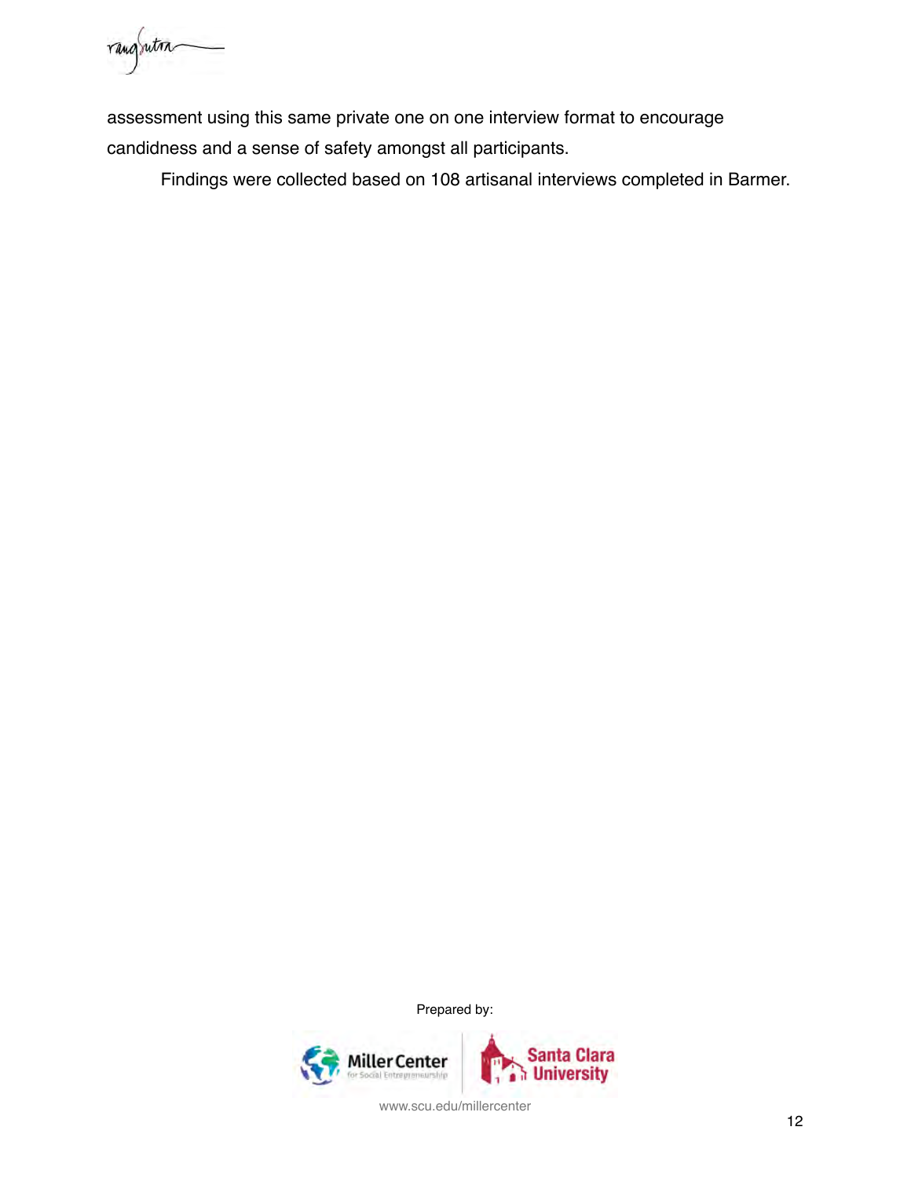assessment using this same private one on one interview format to encourage candidness and a sense of safety amongst all participants.

Findings were collected based on 108 artisanal interviews completed in Barmer.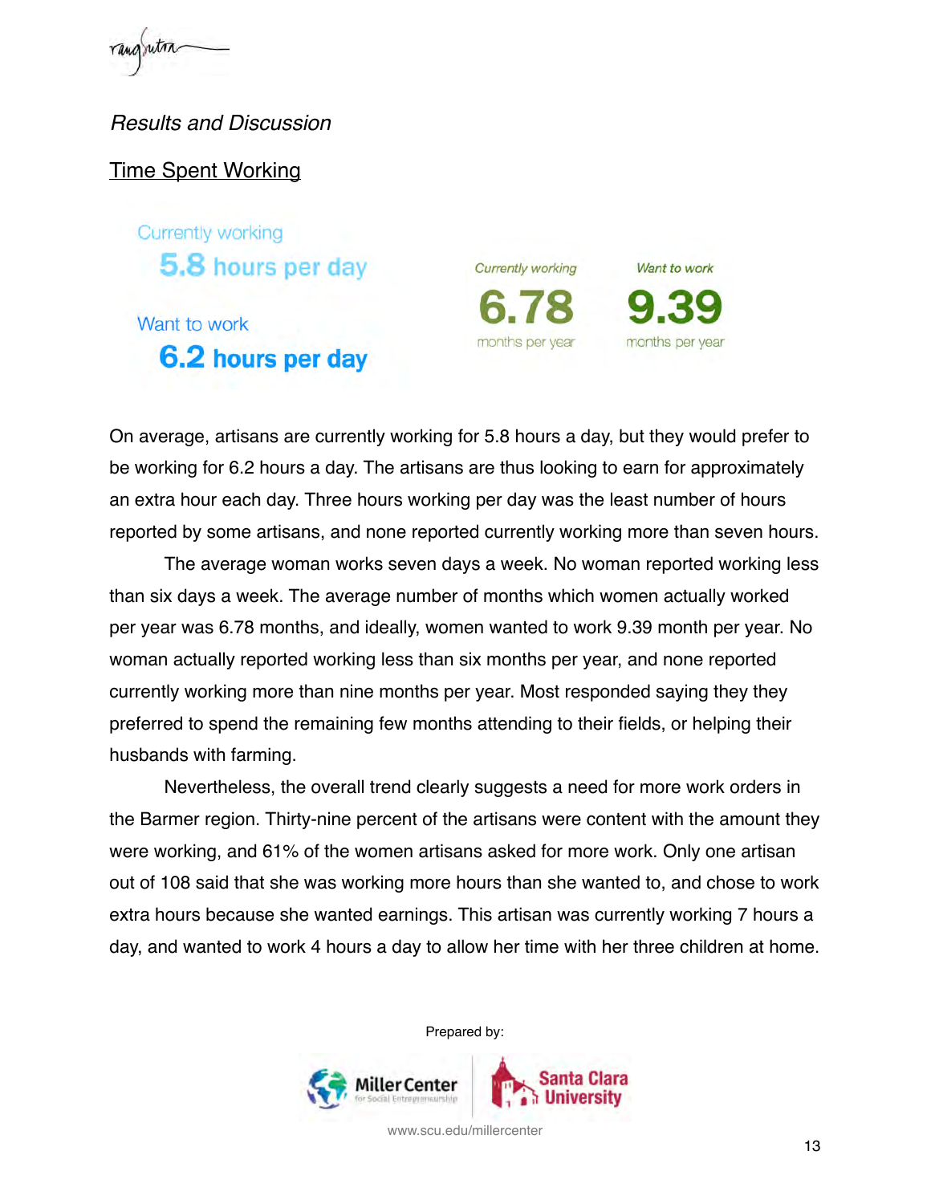*Results and Discussion*

Time Spent Working

Currently working
**5.8 hours per day**

Want to work
**6.2 hours per day**

*Currently working*
**6.78**
months per year

*Want to work*
**9.39**
months per year

On average, artisans are currently working for 5.8 hours a day, but they would prefer to be working for 6.2 hours a day. The artisans are thus looking to earn for approximately an extra hour each day. Three hours working per day was the least number of hours reported by some artisans, and none reported currently working more than seven hours.

The average woman works seven days a week. No woman reported working less than six days a week. The average number of months which women actually worked per year was 6.78 months, and ideally, women wanted to work 9.39 month per year. No woman actually reported working less than six months per year, and none reported currently working more than nine months per year. Most responded saying they they preferred to spend the remaining few months attending to their fields, or helping their husbands with farming.

Nevertheless, the overall trend clearly suggests a need for more work orders in the Barmer region. Thirty-nine percent of the artisans were content with the amount they were working, and 61% of the women artisans asked for more work. Only one artisan out of 108 said that she was working more hours than she wanted to, and chose to work extra hours because she wanted earnings. This artisan was currently working 7 hours a day, and wanted to work 4 hours a day to allow her time with her three children at home.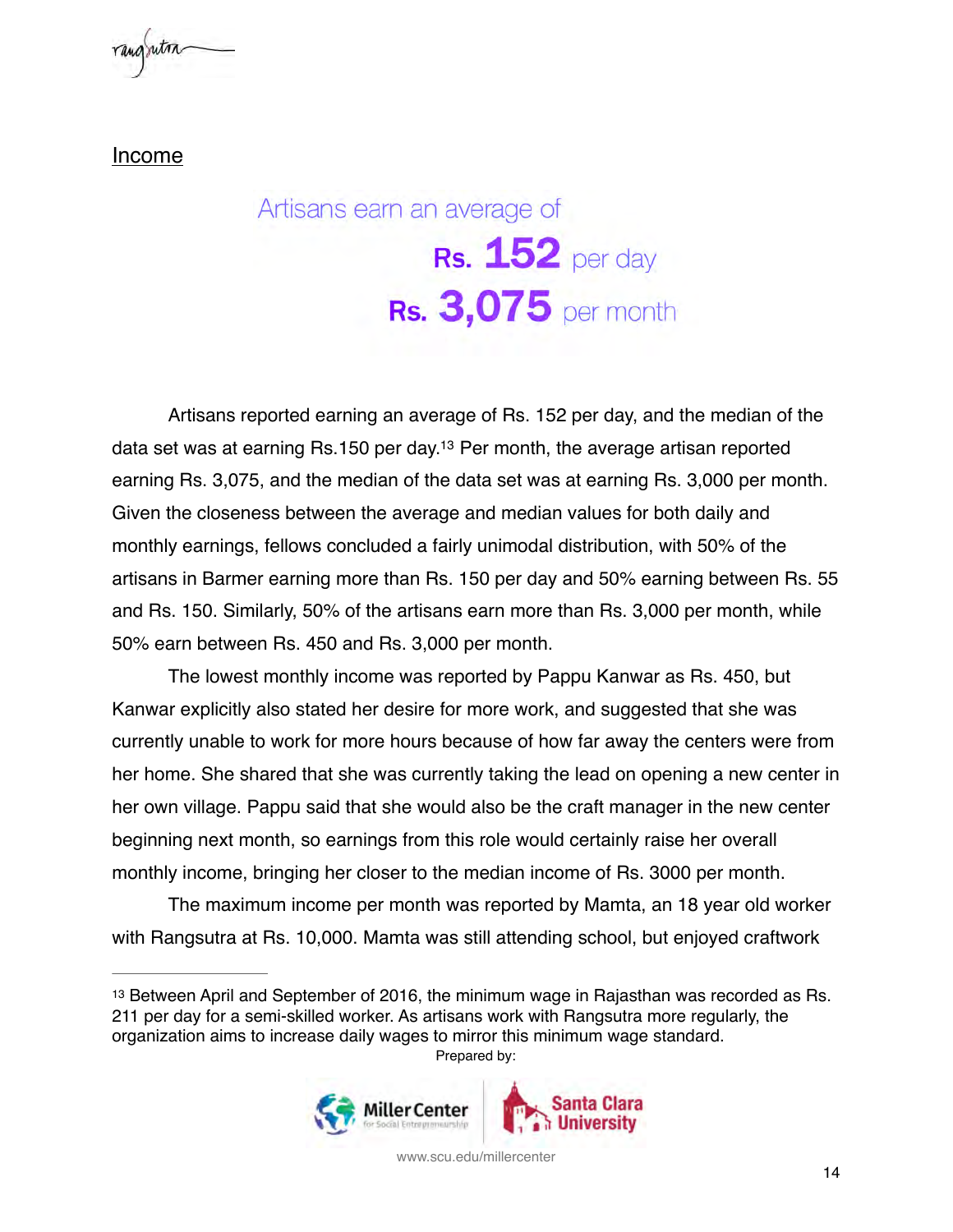## Income

Artisans earn an average of

**Rs. 152** per day

**Rs. 3,075** per month

Artisans reported earning an average of Rs. 152 per day, and the median of the data set was at earning Rs.150 per day.[13] Per month, the average artisan reported earning Rs. 3,075, and the median of the data set was at earning Rs. 3,000 per month. Given the closeness between the average and median values for both daily and monthly earnings, fellows concluded a fairly unimodal distribution, with 50% of the artisans in Barmer earning more than Rs. 150 per day and 50% earning between Rs. 55 and Rs. 150. Similarly, 50% of the artisans earn more than Rs. 3,000 per month, while 50% earn between Rs. 450 and Rs. 3,000 per month.

The lowest monthly income was reported by Pappu Kanwar as Rs. 450, but Kanwar explicitly also stated her desire for more work, and suggested that she was currently unable to work for more hours because of how far away the centers were from her home. She shared that she was currently taking the lead on opening a new center in her own village. Pappu said that she would also be the craft manager in the new center beginning next month, so earnings from this role would certainly raise her overall monthly income, bringing her closer to the median income of Rs. 3000 per month.

The maximum income per month was reported by Mamta, an 18 year old worker with Rangsutra at Rs. 10,000. Mamta was still attending school, but enjoyed craftwork

---

[13] Between April and September of 2016, the minimum wage in Rajasthan was recorded as Rs. 211 per day for a semi-skilled worker. As artisans work with Rangsutra more regularly, the organization aims to increase daily wages to mirror this minimum wage standard.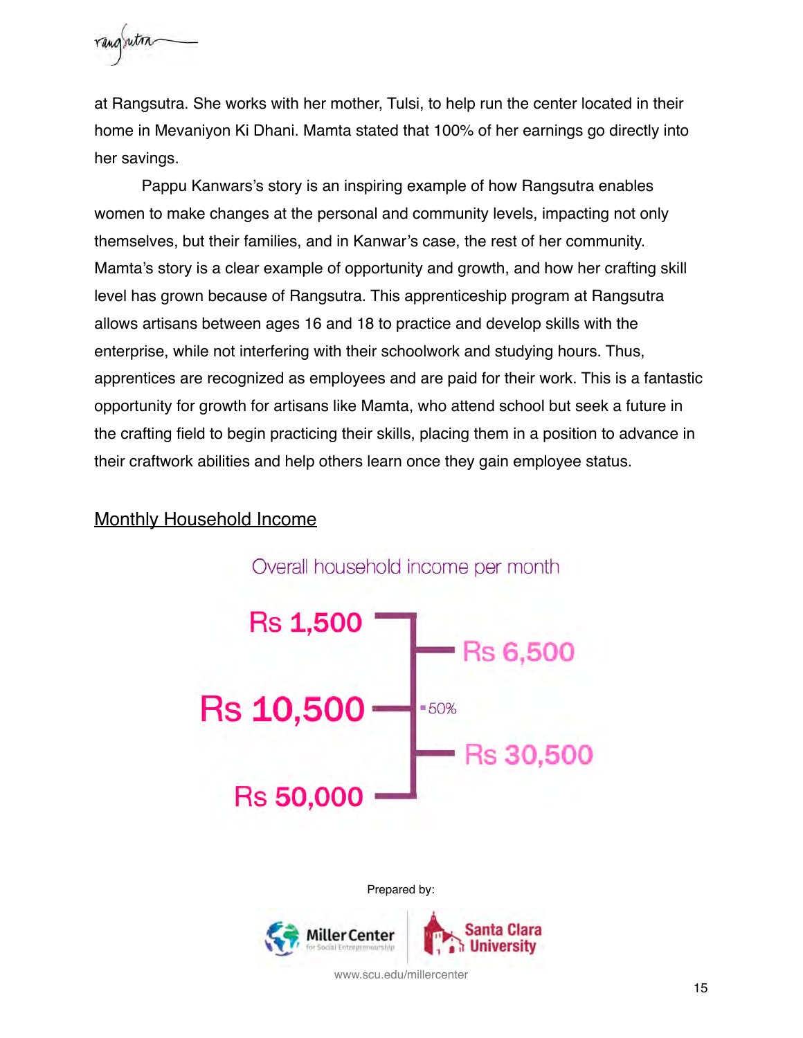at Rangsutra. She works with her mother, Tulsi, to help run the center located in their home in Mevaniyon Ki Dhani. Mamta stated that 100% of her earnings go directly into her savings.

Pappu Kanwars's story is an inspiring example of how Rangsutra enables women to make changes at the personal and community levels, impacting not only themselves, but their families, and in Kanwar's case, the rest of her community. Mamta's story is a clear example of opportunity and growth, and how her crafting skill level has grown because of Rangsutra. This apprenticeship program at Rangsutra allows artisans between ages 16 and 18 to practice and develop skills with the enterprise, while not interfering with their schoolwork and studying hours. Thus, apprentices are recognized as employees and are paid for their work. This is a fantastic opportunity for growth for artisans like Mamta, who attend school but seek a future in the crafting field to begin practicing their skills, placing them in a position to advance in their craftwork abilities and help others learn once they gain employee status.

## Monthly Household Income

Overall household income per month

Rs 1,500

Rs 6,500

Rs 10,500

50%

Rs 30,500

Rs 50,000

Prepared by:

Miller Center for Social Entrepreneurship | Santa Clara University

www.scu.edu/millercenter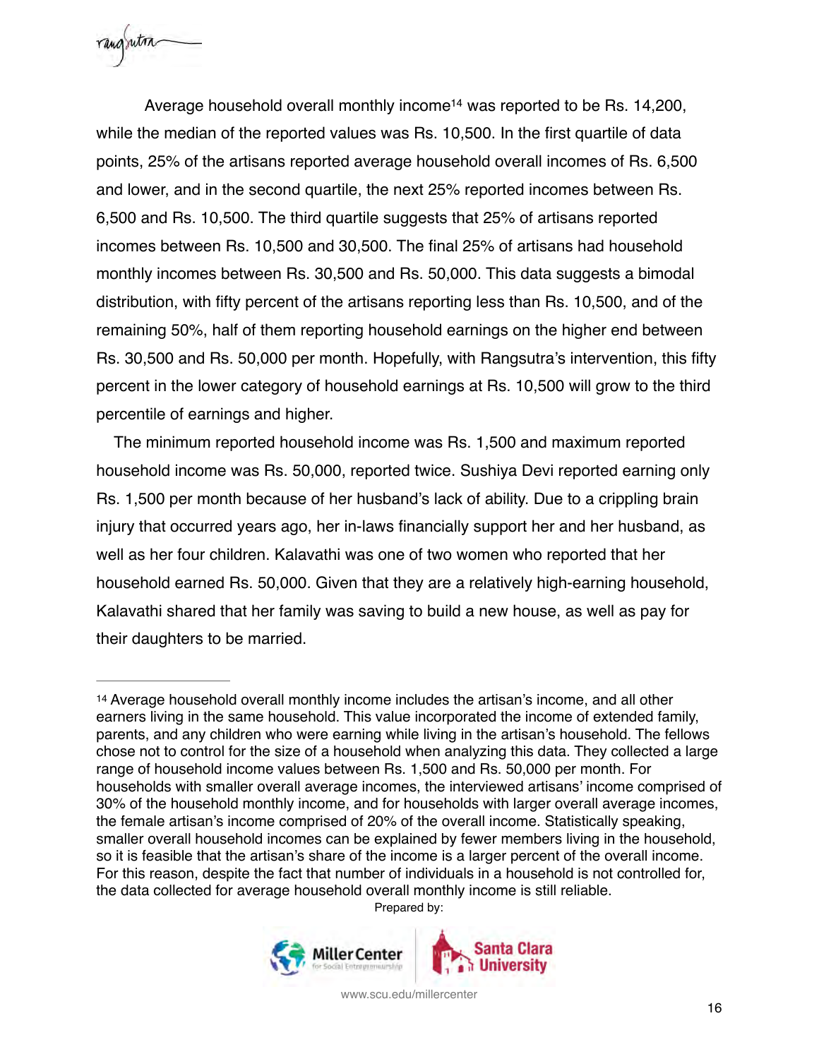Average household overall monthly income[14] was reported to be Rs. 14,200, while the median of the reported values was Rs. 10,500. In the first quartile of data points, 25% of the artisans reported average household overall incomes of Rs. 6,500 and lower, and in the second quartile, the next 25% reported incomes between Rs. 6,500 and Rs. 10,500. The third quartile suggests that 25% of artisans reported incomes between Rs. 10,500 and 30,500. The final 25% of artisans had household monthly incomes between Rs. 30,500 and Rs. 50,000. This data suggests a bimodal distribution, with fifty percent of the artisans reporting less than Rs. 10,500, and of the remaining 50%, half of them reporting household earnings on the higher end between Rs. 30,500 and Rs. 50,000 per month. Hopefully, with Rangsutra's intervention, this fifty percent in the lower category of household earnings at Rs. 10,500 will grow to the third percentile of earnings and higher.

The minimum reported household income was Rs. 1,500 and maximum reported household income was Rs. 50,000, reported twice. Sushiya Devi reported earning only Rs. 1,500 per month because of her husband's lack of ability. Due to a crippling brain injury that occurred years ago, her in-laws financially support her and her husband, as well as her four children. Kalavathi was one of two women who reported that her household earned Rs. 50,000. Given that they are a relatively high-earning household, Kalavathi shared that her family was saving to build a new house, as well as pay for their daughters to be married.

---

[14] Average household overall monthly income includes the artisan's income, and all other earners living in the same household. This value incorporated the income of extended family, parents, and any children who were earning while living in the artisan's household. The fellows chose not to control for the size of a household when analyzing this data. They collected a large range of household income values between Rs. 1,500 and Rs. 50,000 per month. For households with smaller overall average incomes, the interviewed artisans' income comprised of 30% of the household monthly income, and for households with larger overall average incomes, the female artisan's income comprised of 20% of the overall income. Statistically speaking, smaller overall household incomes can be explained by fewer members living in the household, so it is feasible that the artisan's share of the income is a larger percent of the overall income. For this reason, despite the fact that number of individuals in a household is not controlled for, the data collected for average household overall monthly income is still reliable.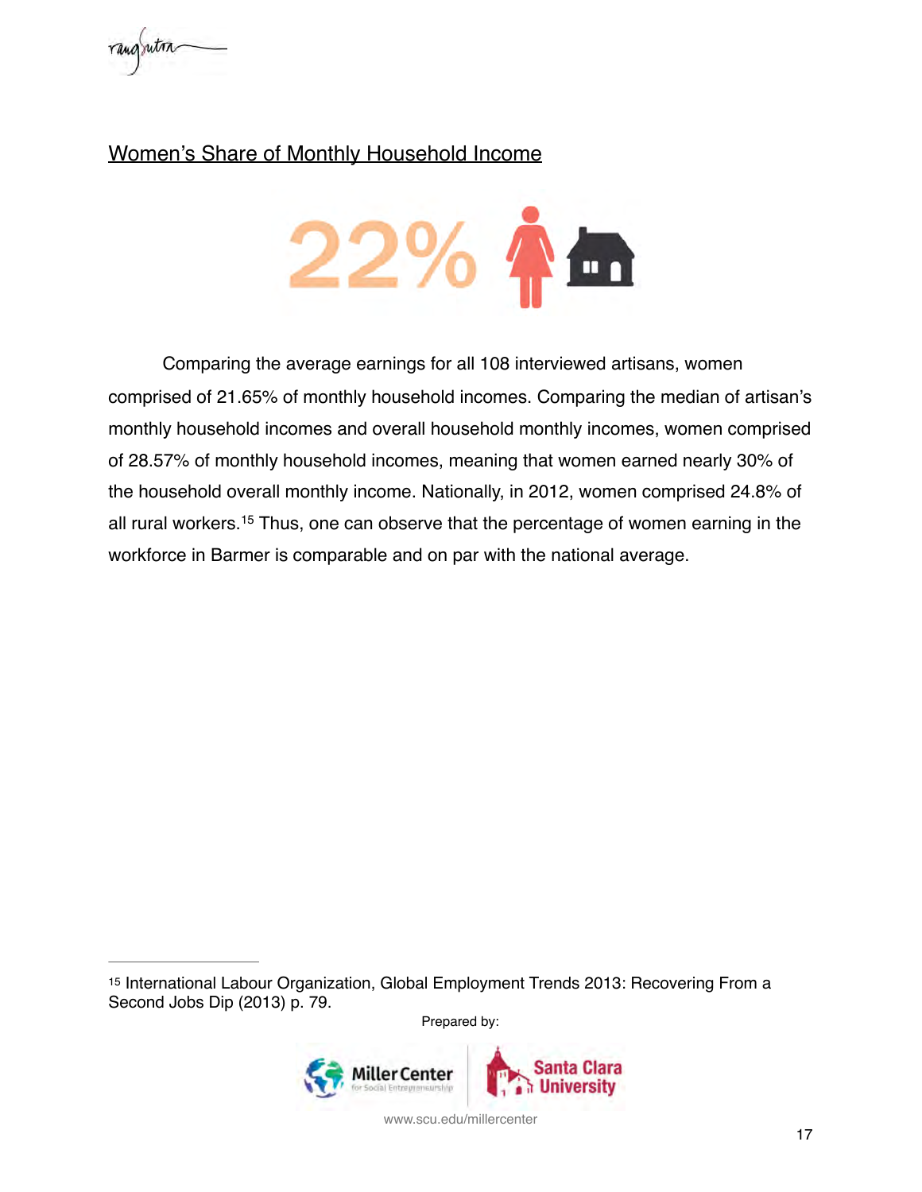## Women's Share of Monthly Household Income

22%

Comparing the average earnings for all 108 interviewed artisans, women comprised of 21.65% of monthly household incomes. Comparing the median of artisan's monthly household incomes and overall household monthly incomes, women comprised of 28.57% of monthly household incomes, meaning that women earned nearly 30% of the household overall monthly income. Nationally, in 2012, women comprised 24.8% of all rural workers.[15] Thus, one can observe that the percentage of women earning in the workforce in Barmer is comparable and on par with the national average.

---

[15] International Labour Organization, Global Employment Trends 2013: Recovering From a Second Jobs Dip (2013) p. 79.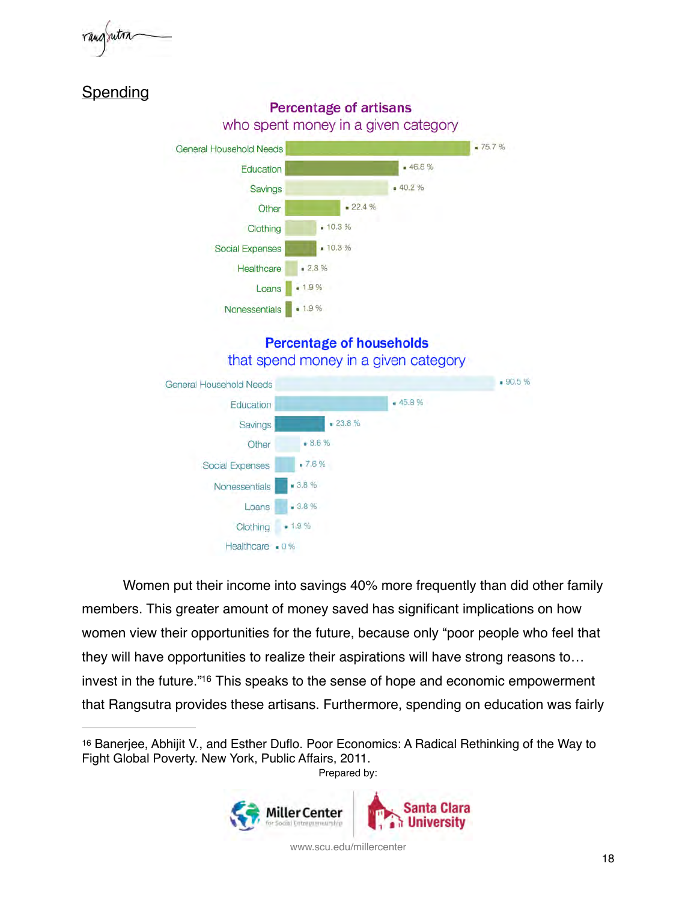## Spending

**Percentage of artisans**
who spent money in a given category

| Category | Percentage |
|---|---|
| General Household Needs | 75.7 % |
| Education | 46.8 % |
| Savings | 40.2 % |
| Other | 22.4 % |
| Clothing | 10.3 % |
| Social Expenses | 10.3 % |
| Healthcare | 2.8 % |
| Loans | 1.9 % |
| Nonessentials | 1.9 % |

**Percentage of households**
that spend money in a given category

| Category | Percentage |
|---|---|
| General Household Needs | 90.5 % |
| Education | 45.8 % |
| Savings | 23.8 % |
| Other | 8.6 % |
| Social Expenses | 7.6 % |
| Nonessentials | 3.8 % |
| Loans | 3.8 % |
| Clothing | 1.9 % |
| Healthcare | 0 % |

Women put their income into savings 40% more frequently than did other family members. This greater amount of money saved has significant implications on how women view their opportunities for the future, because only "poor people who feel that they will have opportunities to realize their aspirations will have strong reasons to… invest in the future."[16] This speaks to the sense of hope and economic empowerment that Rangsutra provides these artisans. Furthermore, spending on education was fairly

[16] Banerjee, Abhijit V., and Esther Duflo. Poor Economics: A Radical Rethinking of the Way to Fight Global Poverty. New York, Public Affairs, 2011.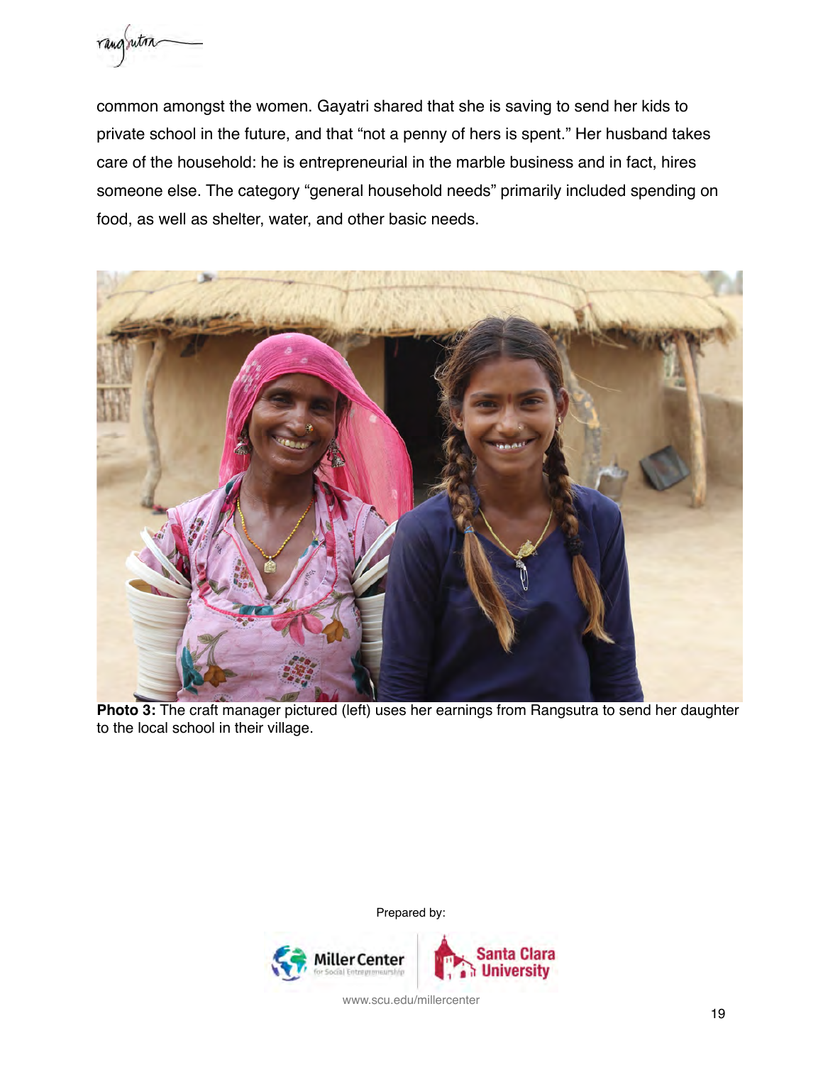common amongst the women. Gayatri shared that she is saving to send her kids to private school in the future, and that "not a penny of hers is spent." Her husband takes care of the household: he is entrepreneurial in the marble business and in fact, hires someone else. The category "general household needs" primarily included spending on food, as well as shelter, water, and other basic needs.

**Photo 3:** The craft manager pictured (left) uses her earnings from Rangsutra to send her daughter to the local school in their village.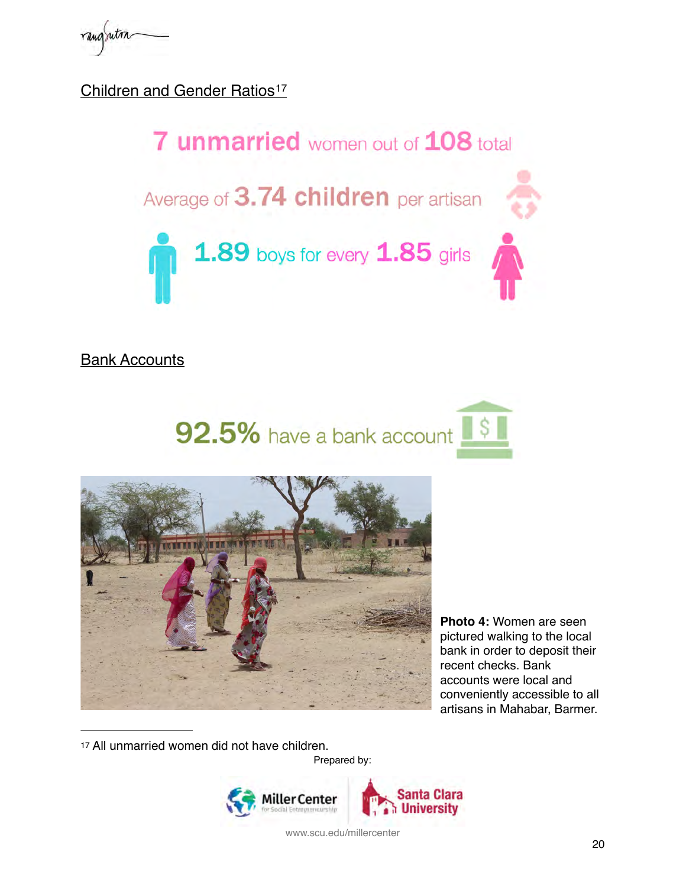Children and Gender Ratios[17]

7 unmarried women out of 108 total

Average of 3.74 children per artisan

1.89 boys for every 1.85 girls

Bank Accounts

92.5% have a bank account

**Photo 4:** Women are seen pictured walking to the local bank in order to deposit their recent checks. Bank accounts were local and conveniently accessible to all artisans in Mahabar, Barmer.

[17] All unmarried women did not have children.

Prepared by:

www.scu.edu/millercenter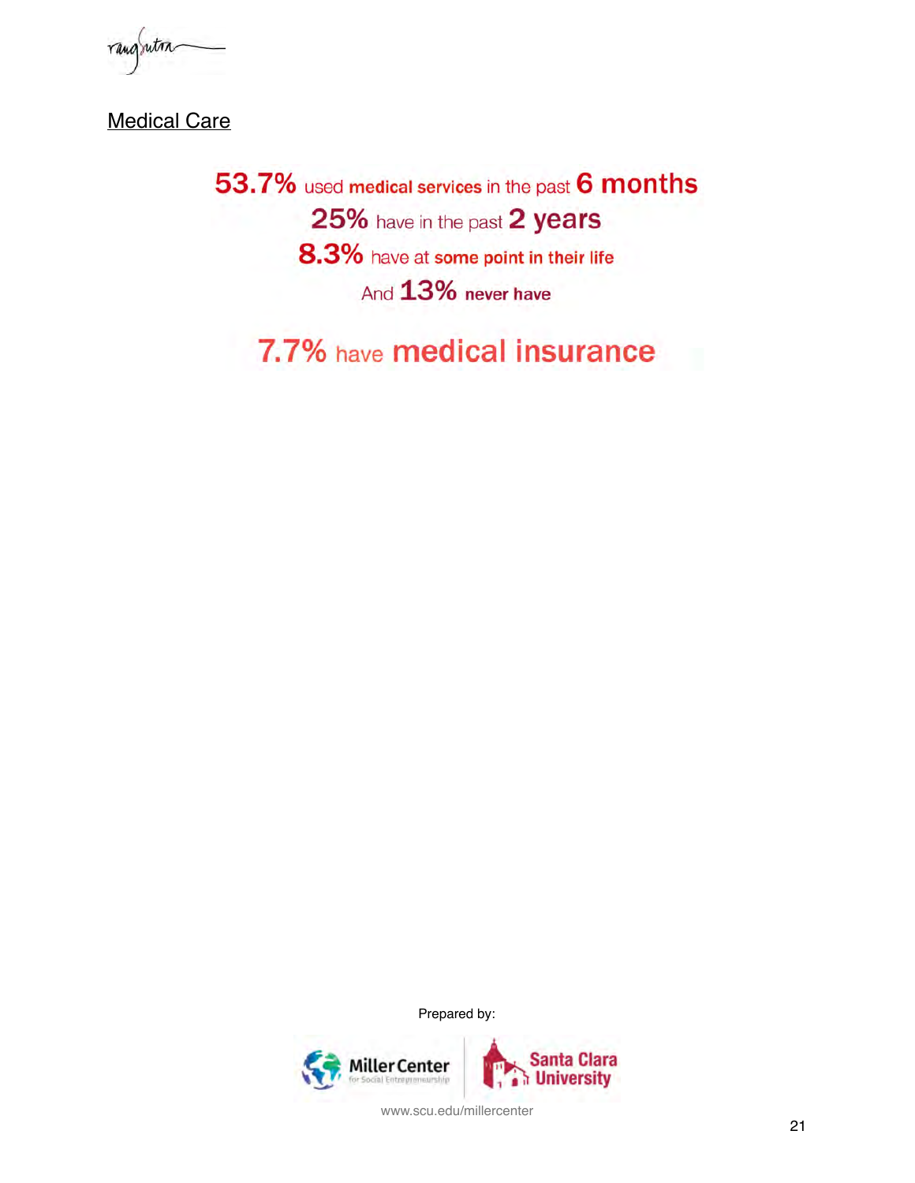## Medical Care

**53.7%** used **medical services** in the past **6 months**

**25%** have in the past **2 years**

**8.3%** have at **some point in their life**

And **13%** **never have**

**7.7%** have **medical insurance**

Prepared by:

www.scu.edu/millercenter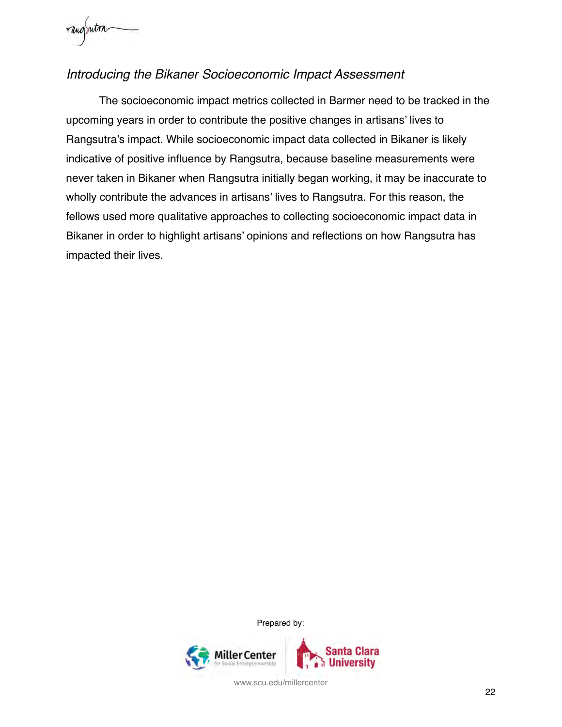*Introducing the Bikaner Socioeconomic Impact Assessment*

The socioeconomic impact metrics collected in Barmer need to be tracked in the upcoming years in order to contribute the positive changes in artisans' lives to Rangsutra's impact. While socioeconomic impact data collected in Bikaner is likely indicative of positive influence by Rangsutra, because baseline measurements were never taken in Bikaner when Rangsutra initially began working, it may be inaccurate to wholly contribute the advances in artisans' lives to Rangsutra. For this reason, the fellows used more qualitative approaches to collecting socioeconomic impact data in Bikaner in order to highlight artisans' opinions and reflections on how Rangsutra has impacted their lives.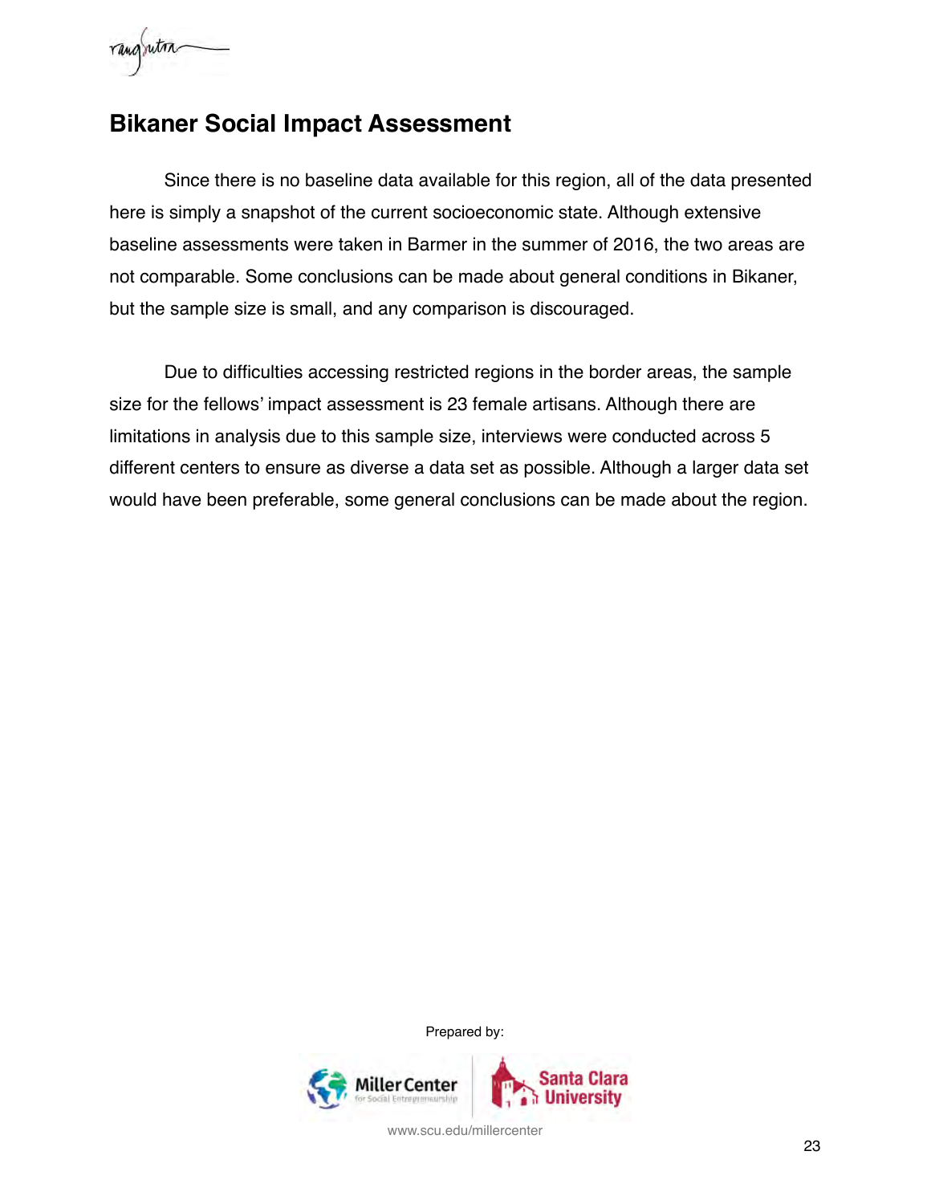## Bikaner Social Impact Assessment

Since there is no baseline data available for this region, all of the data presented here is simply a snapshot of the current socioeconomic state. Although extensive baseline assessments were taken in Barmer in the summer of 2016, the two areas are not comparable. Some conclusions can be made about general conditions in Bikaner, but the sample size is small, and any comparison is discouraged.

Due to difficulties accessing restricted regions in the border areas, the sample size for the fellows' impact assessment is 23 female artisans. Although there are limitations in analysis due to this sample size, interviews were conducted across 5 different centers to ensure as diverse a data set as possible. Although a larger data set would have been preferable, some general conclusions can be made about the region.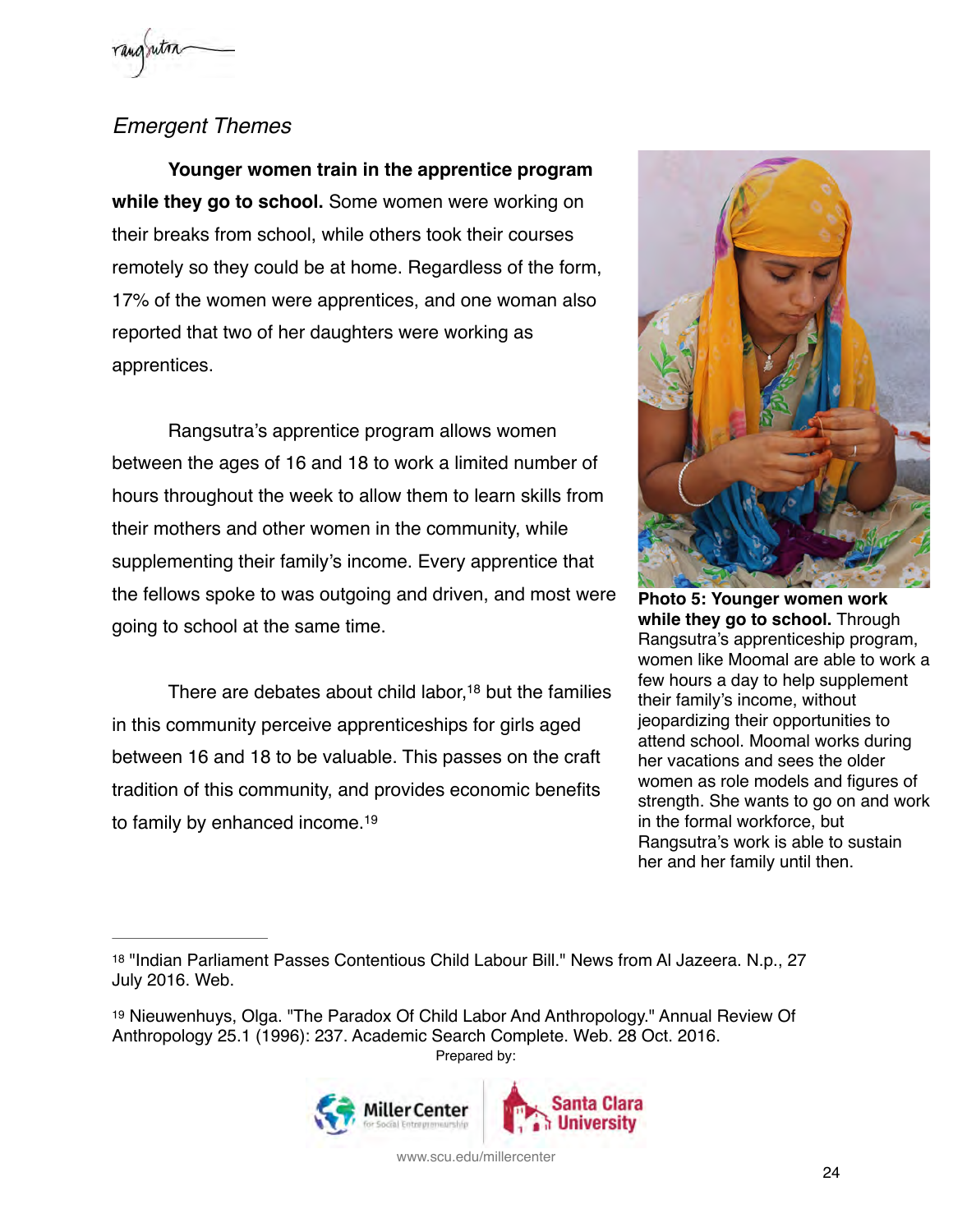*Emergent Themes*

**Younger women train in the apprentice program while they go to school.** Some women were working on their breaks from school, while others took their courses remotely so they could be at home. Regardless of the form, 17% of the women were apprentices, and one woman also reported that two of her daughters were working as apprentices.

Rangsutra's apprentice program allows women between the ages of 16 and 18 to work a limited number of hours throughout the week to allow them to learn skills from their mothers and other women in the community, while supplementing their family's income. Every apprentice that the fellows spoke to was outgoing and driven, and most were going to school at the same time.

There are debates about child labor,[18] but the families in this community perceive apprenticeships for girls aged between 16 and 18 to be valuable. This passes on the craft tradition of this community, and provides economic benefits to family by enhanced income.[19]

**Photo 5: Younger women work while they go to school.** Through Rangsutra's apprenticeship program, women like Moomal are able to work a few hours a day to help supplement their family's income, without jeopardizing their opportunities to attend school. Moomal works during her vacations and sees the older women as role models and figures of strength. She wants to go on and work in the formal workforce, but Rangsutra's work is able to sustain her and her family until then.

---

[18] "Indian Parliament Passes Contentious Child Labour Bill." News from Al Jazeera. N.p., 27 July 2016. Web.

[19] Nieuwenhuys, Olga. "The Paradox Of Child Labor And Anthropology." Annual Review Of Anthropology 25.1 (1996): 237. Academic Search Complete. Web. 28 Oct. 2016.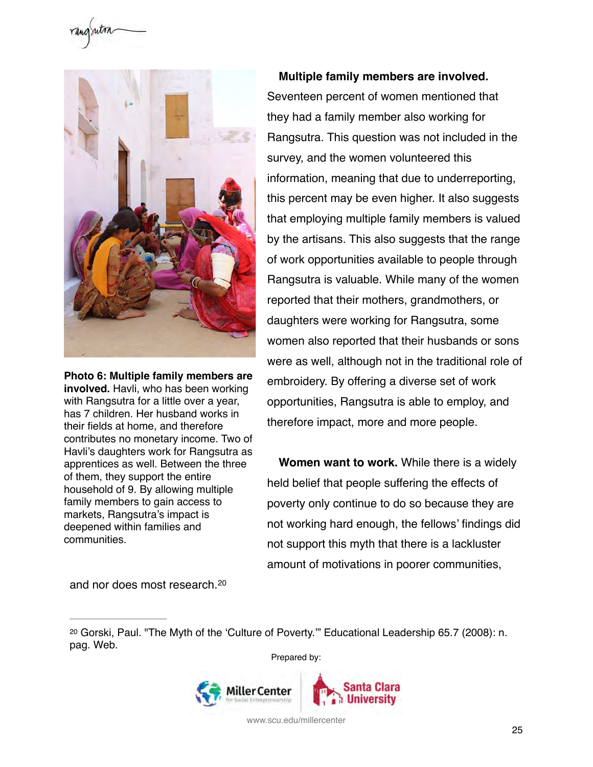**Photo 6: Multiple family members are involved.** Havli, who has been working with Rangsutra for a little over a year, has 7 children. Her husband works in their fields at home, and therefore contributes no monetary income. Two of Havli's daughters work for Rangsutra as apprentices as well. Between the three of them, they support the entire household of 9. By allowing multiple family members to gain access to markets, Rangsutra's impact is deepened within families and communities.

**Multiple family members are involved.** Seventeen percent of women mentioned that they had a family member also working for Rangsutra. This question was not included in the survey, and the women volunteered this information, meaning that due to underreporting, this percent may be even higher. It also suggests that employing multiple family members is valued by the artisans. This also suggests that the range of work opportunities available to people through Rangsutra is valuable. While many of the women reported that their mothers, grandmothers, or daughters were working for Rangsutra, some women also reported that their husbands or sons were as well, although not in the traditional role of embroidery. By offering a diverse set of work opportunities, Rangsutra is able to employ, and therefore impact, more and more people.

**Women want to work.** While there is a widely held belief that people suffering the effects of poverty only continue to do so because they are not working hard enough, the fellows' findings did not support this myth that there is a lackluster amount of motivations in poorer communities, and nor does most research.[20]

---

[20] Gorski, Paul. "The Myth of the 'Culture of Poverty.'" Educational Leadership 65.7 (2008): n. pag. Web.

Prepared by:

Miller Center for Social Entrepreneurship | Santa Clara University

www.scu.edu/millercenter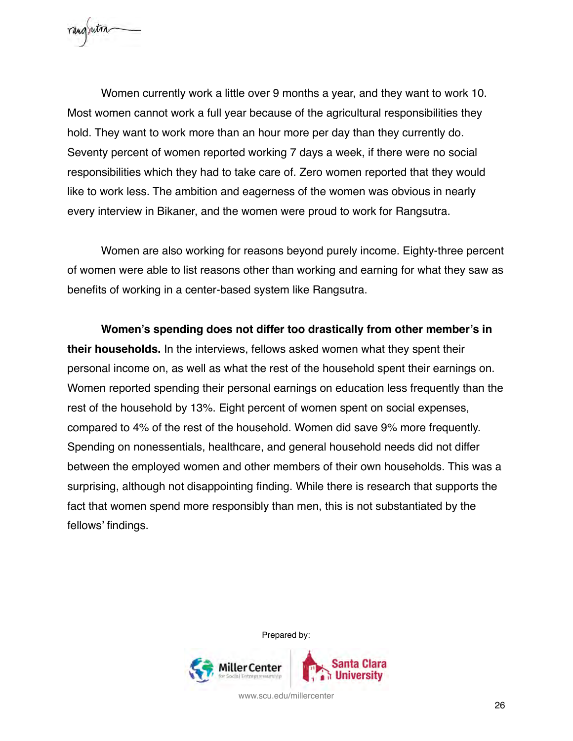Women currently work a little over 9 months a year, and they want to work 10. Most women cannot work a full year because of the agricultural responsibilities they hold. They want to work more than an hour more per day than they currently do. Seventy percent of women reported working 7 days a week, if there were no social responsibilities which they had to take care of. Zero women reported that they would like to work less. The ambition and eagerness of the women was obvious in nearly every interview in Bikaner, and the women were proud to work for Rangsutra.

Women are also working for reasons beyond purely income. Eighty-three percent of women were able to list reasons other than working and earning for what they saw as benefits of working in a center-based system like Rangsutra.

**Women's spending does not differ too drastically from other member's in their households.** In the interviews, fellows asked women what they spent their personal income on, as well as what the rest of the household spent their earnings on. Women reported spending their personal earnings on education less frequently than the rest of the household by 13%. Eight percent of women spent on social expenses, compared to 4% of the rest of the household. Women did save 9% more frequently. Spending on nonessentials, healthcare, and general household needs did not differ between the employed women and other members of their own households. This was a surprising, although not disappointing finding. While there is research that supports the fact that women spend more responsibly than men, this is not substantiated by the fellows' findings.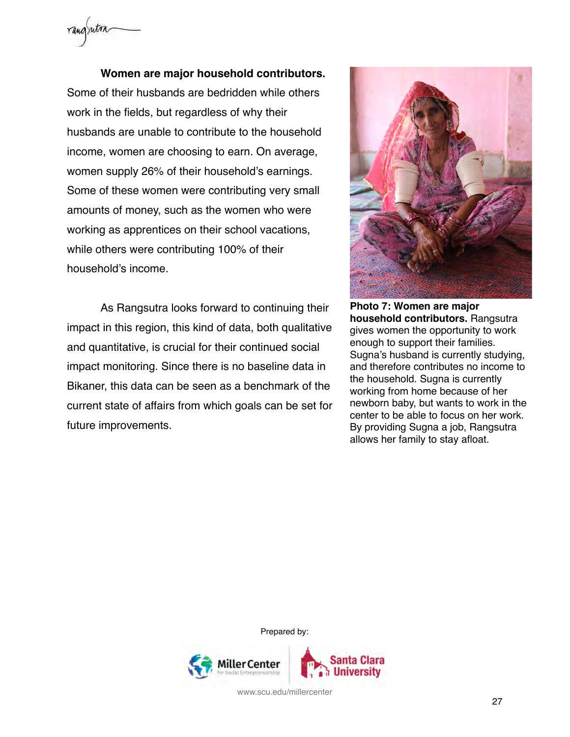**Women are major household contributors.** Some of their husbands are bedridden while others work in the fields, but regardless of why their husbands are unable to contribute to the household income, women are choosing to earn. On average, women supply 26% of their household's earnings. Some of these women were contributing very small amounts of money, such as the women who were working as apprentices on their school vacations, while others were contributing 100% of their household's income.

As Rangsutra looks forward to continuing their impact in this region, this kind of data, both qualitative and quantitative, is crucial for their continued social impact monitoring. Since there is no baseline data in Bikaner, this data can be seen as a benchmark of the current state of affairs from which goals can be set for future improvements.

**Photo 7: Women are major household contributors.** Rangsutra gives women the opportunity to work enough to support their families. Sugna's husband is currently studying, and therefore contributes no income to the household. Sugna is currently working from home because of her newborn baby, but wants to work in the center to be able to focus on her work. By providing Sugna a job, Rangsutra allows her family to stay afloat.

Prepared by:

Miller Center for Social Entrepreneurship | Santa Clara University

www.scu.edu/millercenter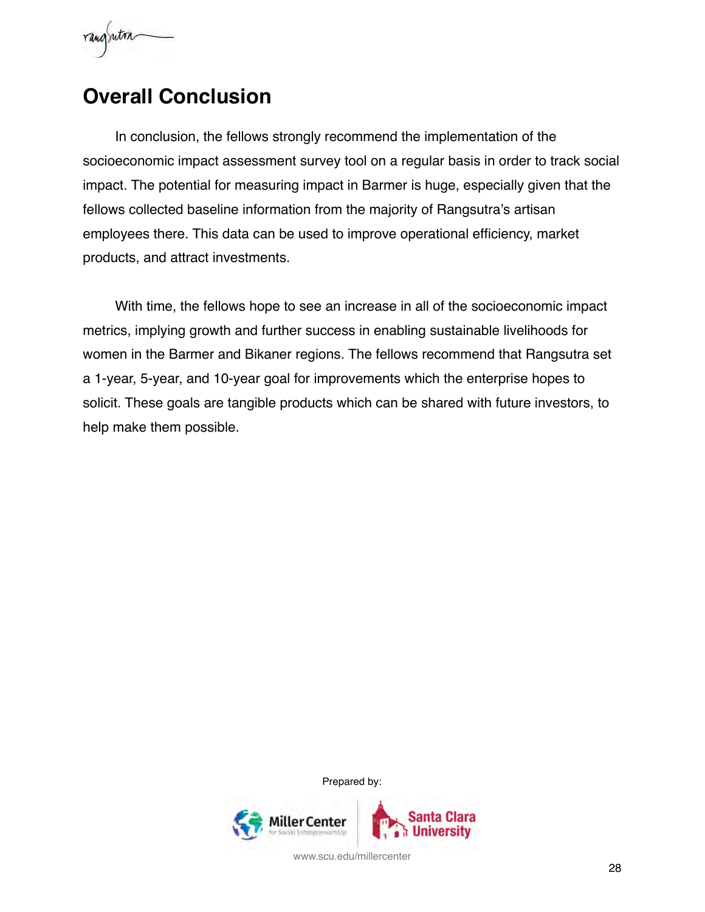# Overall Conclusion

In conclusion, the fellows strongly recommend the implementation of the socioeconomic impact assessment survey tool on a regular basis in order to track social impact. The potential for measuring impact in Barmer is huge, especially given that the fellows collected baseline information from the majority of Rangsutra's artisan employees there. This data can be used to improve operational efficiency, market products, and attract investments.

With time, the fellows hope to see an increase in all of the socioeconomic impact metrics, implying growth and further success in enabling sustainable livelihoods for women in the Barmer and Bikaner regions. The fellows recommend that Rangsutra set a 1-year, 5-year, and 10-year goal for improvements which the enterprise hopes to solicit. These goals are tangible products which can be shared with future investors, to help make them possible.

Prepared by:

Miller Center for Social Entrepreneurship | Santa Clara University

www.scu.edu/millercenter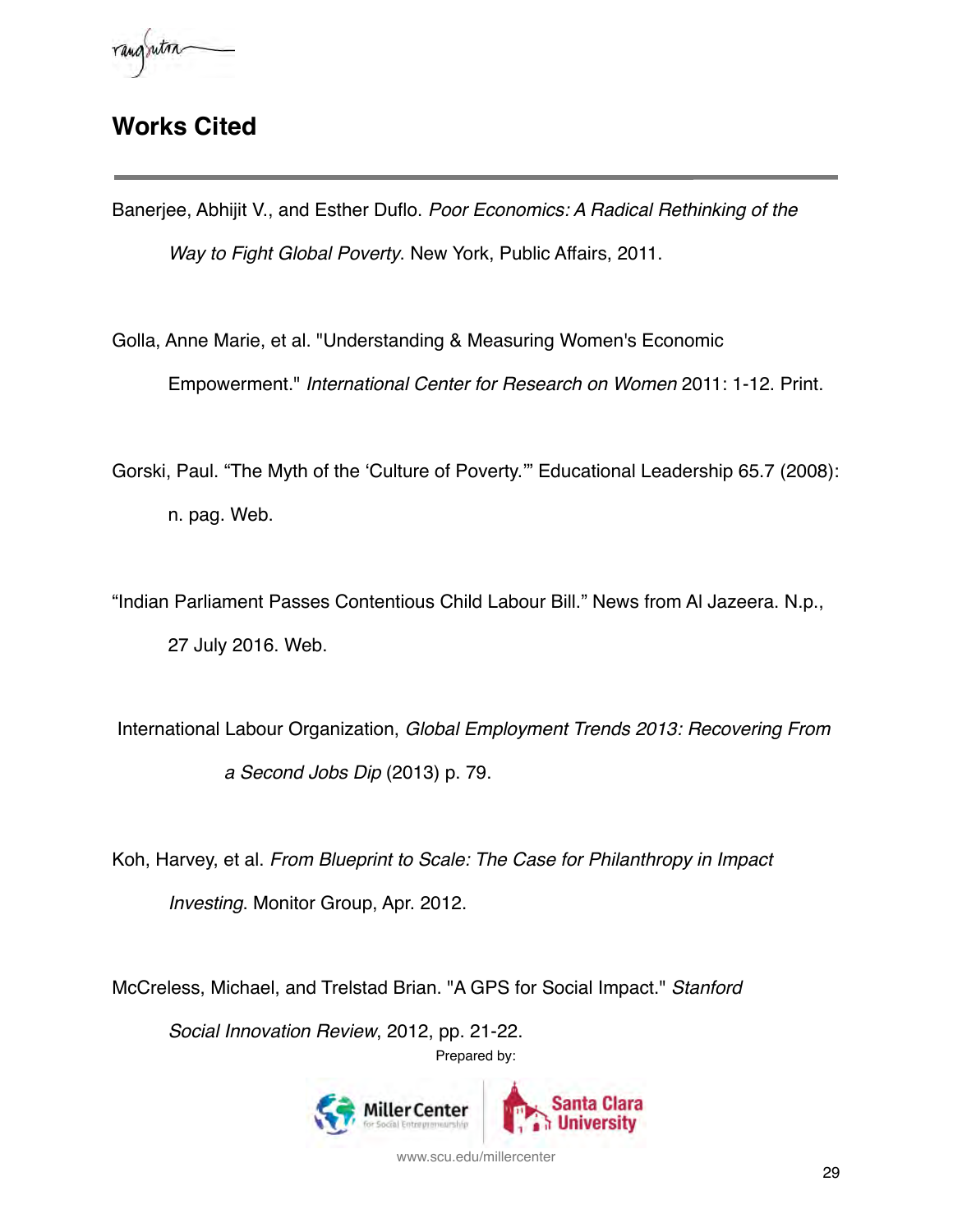## Works Cited

Banerjee, Abhijit V., and Esther Duflo. *Poor Economics: A Radical Rethinking of the Way to Fight Global Poverty*. New York, Public Affairs, 2011.

Golla, Anne Marie, et al. "Understanding & Measuring Women's Economic Empowerment." *International Center for Research on Women* 2011: 1-12. Print.

Gorski, Paul. "The Myth of the 'Culture of Poverty.'" Educational Leadership 65.7 (2008): n. pag. Web.

"Indian Parliament Passes Contentious Child Labour Bill." News from Al Jazeera. N.p., 27 July 2016. Web.

International Labour Organization, *Global Employment Trends 2013: Recovering From a Second Jobs Dip* (2013) p. 79.

Koh, Harvey, et al. *From Blueprint to Scale: The Case for Philanthropy in Impact Investing*. Monitor Group, Apr. 2012.

McCreless, Michael, and Trelstad Brian. "A GPS for Social Impact." *Stanford Social Innovation Review*, 2012, pp. 21-22.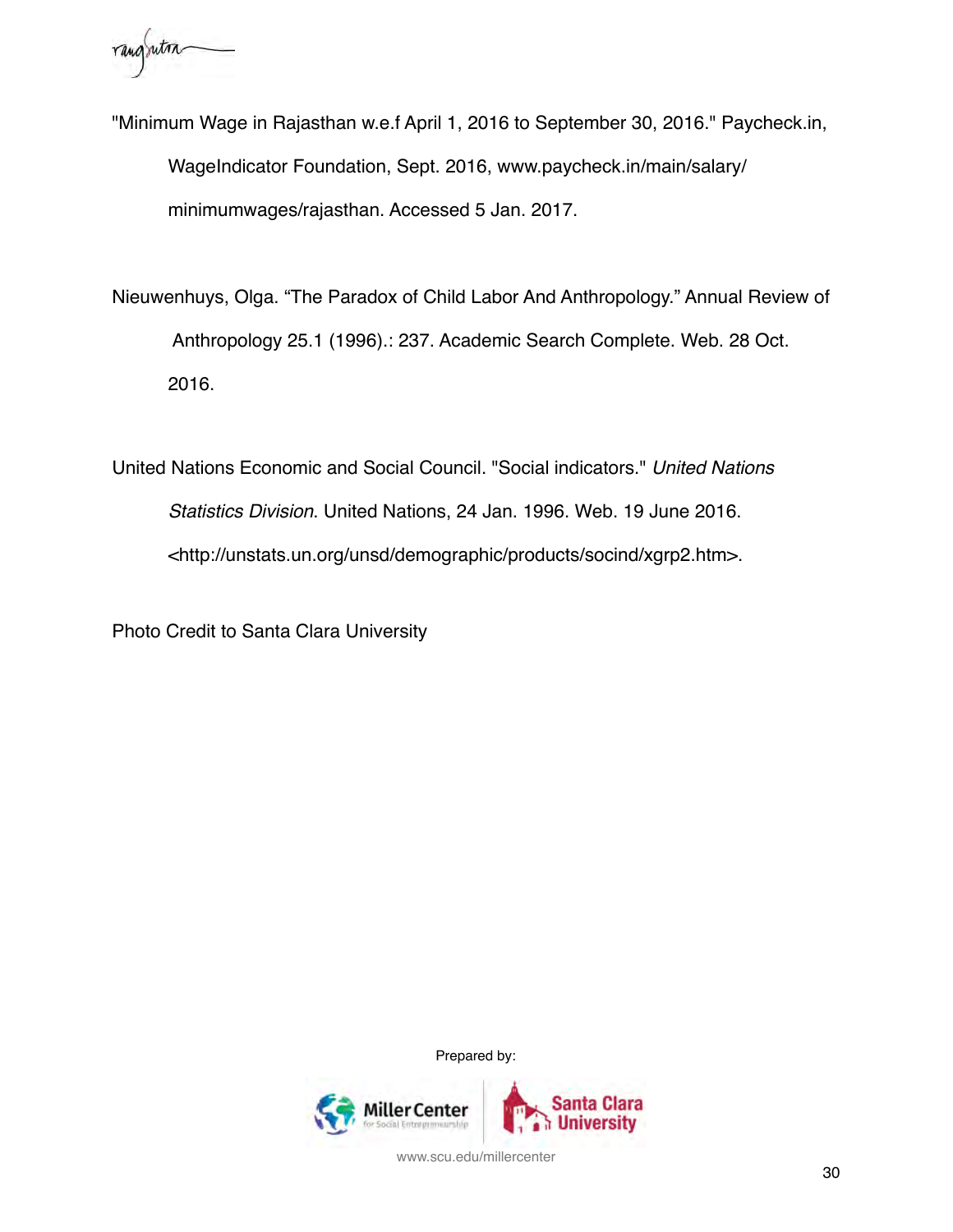"Minimum Wage in Rajasthan w.e.f April 1, 2016 to September 30, 2016." Paycheck.in, WageIndicator Foundation, Sept. 2016, www.paycheck.in/main/salary/minimumwages/rajasthan. Accessed 5 Jan. 2017.

Nieuwenhuys, Olga. “The Paradox of Child Labor And Anthropology.” Annual Review of Anthropology 25.1 (1996).: 237. Academic Search Complete. Web. 28 Oct. 2016.

United Nations Economic and Social Council. "Social indicators." *United Nations Statistics Division*. United Nations, 24 Jan. 1996. Web. 19 June 2016. <http://unstats.un.org/unsd/demographic/products/socind/xgrp2.htm>.

Photo Credit to Santa Clara University

Prepared by:

Miller Center for Social Entrepreneurship | Santa Clara University

www.scu.edu/millercenter